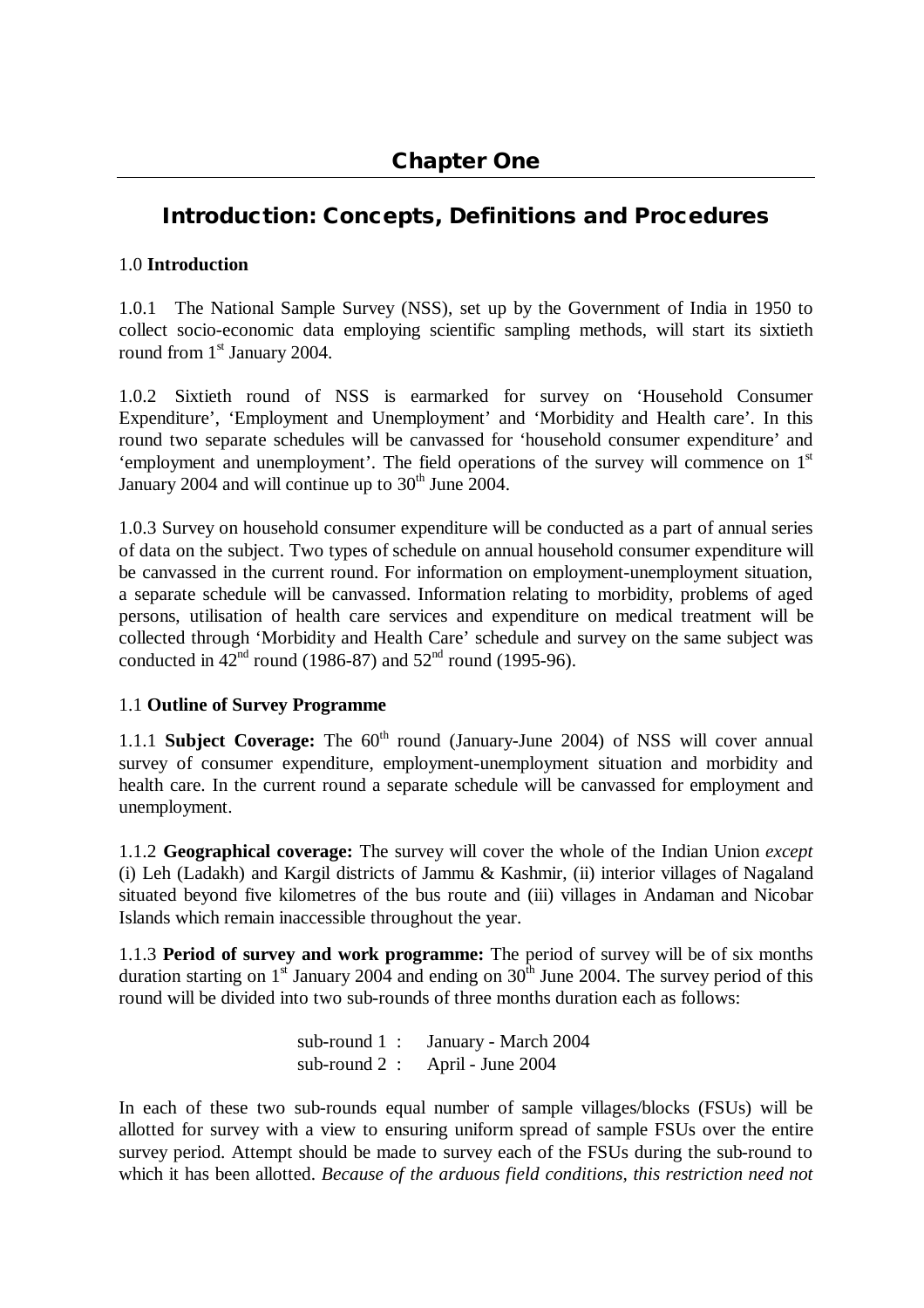# Chapter One

# Introduction: Concepts, Definitions and Procedures

## 1.0 **Introduction**

1.0.1 The National Sample Survey (NSS), set up by the Government of India in 1950 to collect socio-economic data employing scientific sampling methods, will start its sixtieth round from 1st January 2004.

1.0.2 Sixtieth round of NSS is earmarked for survey on 'Household Consumer Expenditure', 'Employment and Unemployment' and 'Morbidity and Health care'. In this round two separate schedules will be canvassed for 'household consumer expenditure' and 'employment and unemployment'. The field operations of the survey will commence on 1st January 2004 and will continue up to 30th June 2004.

1.0.3 Survey on household consumer expenditure will be conducted as a part of annual series of data on the subject. Two types of schedule on annual household consumer expenditure will be canvassed in the current round. For information on employment-unemployment situation, a separate schedule will be canvassed. Information relating to morbidity, problems of aged persons, utilisation of health care services and expenditure on medical treatment will be collected through 'Morbidity and Health Care' schedule and survey on the same subject was conducted in 42nd round (1986-87) and 52nd round (1995-96).

## 1.1 **Outline of Survey Programme**

1.1.1 **Subject Coverage:** The 60th round (January-June 2004) of NSS will cover annual survey of consumer expenditure, employment-unemployment situation and morbidity and health care. In the current round a separate schedule will be canvassed for employment and unemployment.

1.1.2 **Geographical coverage:** The survey will cover the whole of the Indian Union *except* (i) Leh (Ladakh) and Kargil districts of Jammu & Kashmir, (ii) interior villages of Nagaland situated beyond five kilometres of the bus route and (iii) villages in Andaman and Nicobar Islands which remain inaccessible throughout the year.

1.1.3 **Period of survey and work programme:** The period of survey will be of six months duration starting on 1st January 2004 and ending on 30th June 2004. The survey period of this round will be divided into two sub-rounds of three months duration each as follows:

sub-round 1 : January - March 2004
sub-round 2 : April - June 2004

In each of these two sub-rounds equal number of sample villages/blocks (FSUs) will be allotted for survey with a view to ensuring uniform spread of sample FSUs over the entire survey period. Attempt should be made to survey each of the FSUs during the sub-round to which it has been allotted. *Because of the arduous field conditions, this restriction need not*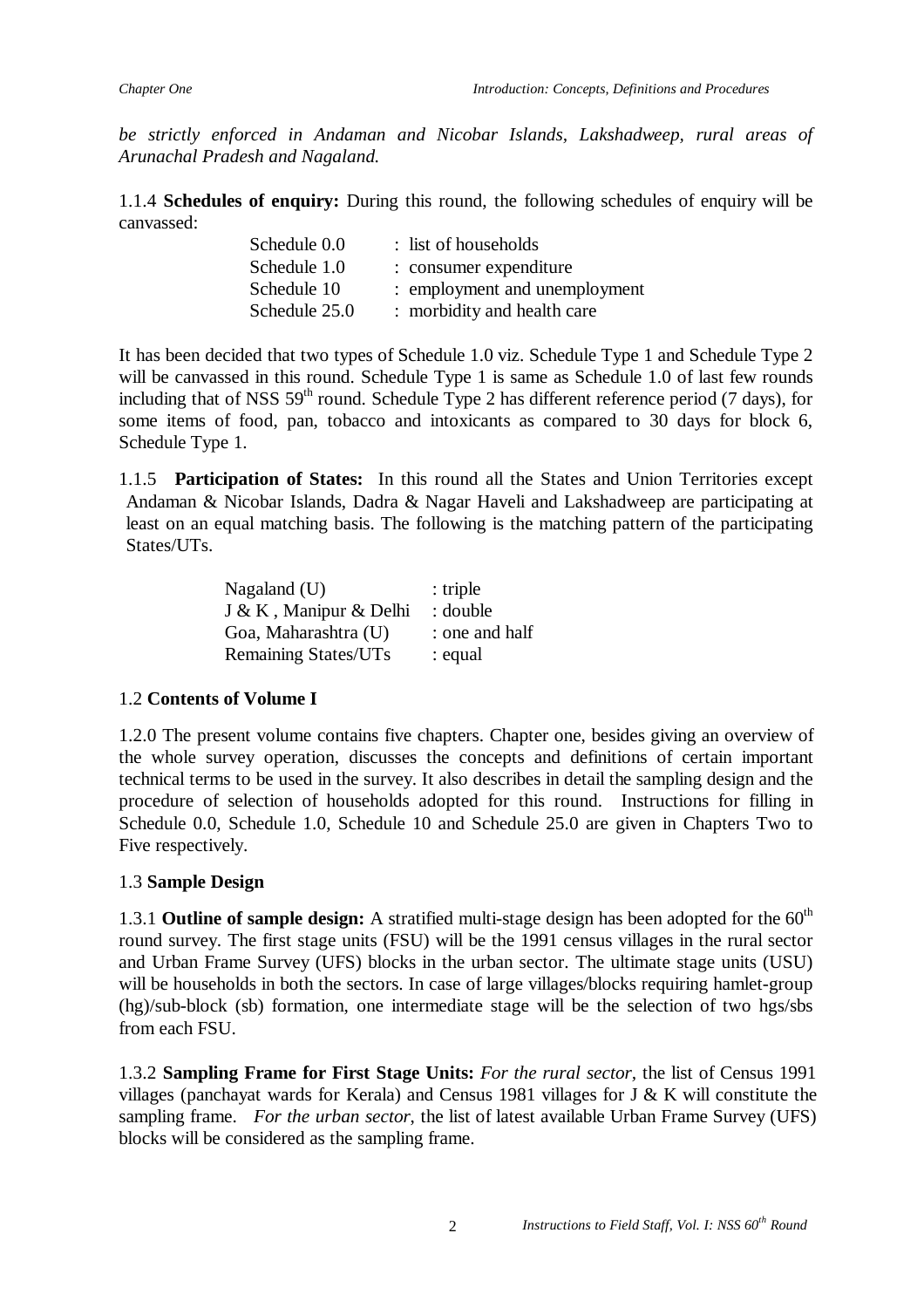*be strictly enforced in Andaman and Nicobar Islands, Lakshadweep, rural areas of Arunachal Pradesh and Nagaland.*

1.1.4 **Schedules of enquiry:** During this round, the following schedules of enquiry will be canvassed:

| | |
|---|---|
| Schedule 0.0 | : list of households |
| Schedule 1.0 | : consumer expenditure |
| Schedule 10 | : employment and unemployment |
| Schedule 25.0 | : morbidity and health care |

It has been decided that two types of Schedule 1.0 viz. Schedule Type 1 and Schedule Type 2 will be canvassed in this round. Schedule Type 1 is same as Schedule 1.0 of last few rounds including that of NSS 59th round. Schedule Type 2 has different reference period (7 days), for some items of food, pan, tobacco and intoxicants as compared to 30 days for block 6, Schedule Type 1.

1.1.5 **Participation of States:** In this round all the States and Union Territories except Andaman & Nicobar Islands, Dadra & Nagar Haveli and Lakshadweep are participating at least on an equal matching basis. The following is the matching pattern of the participating States/UTs.

| | |
|---|---|
| Nagaland (U) | : triple |
| J & K , Manipur & Delhi | : double |
| Goa, Maharashtra (U) | : one and half |
| Remaining States/UTs | : equal |

## 1.2 **Contents of Volume I**

1.2.0 The present volume contains five chapters. Chapter one, besides giving an overview of the whole survey operation, discusses the concepts and definitions of certain important technical terms to be used in the survey. It also describes in detail the sampling design and the procedure of selection of households adopted for this round. Instructions for filling in Schedule 0.0, Schedule 1.0, Schedule 10 and Schedule 25.0 are given in Chapters Two to Five respectively.

## 1.3 **Sample Design**

1.3.1 **Outline of sample design:** A stratified multi-stage design has been adopted for the 60th round survey. The first stage units (FSU) will be the 1991 census villages in the rural sector and Urban Frame Survey (UFS) blocks in the urban sector. The ultimate stage units (USU) will be households in both the sectors. In case of large villages/blocks requiring hamlet-group (hg)/sub-block (sb) formation, one intermediate stage will be the selection of two hgs/sbs from each FSU.

1.3.2 **Sampling Frame for First Stage Units:** *For the rural sector*, the list of Census 1991 villages (panchayat wards for Kerala) and Census 1981 villages for J & K will constitute the sampling frame. *For the urban sector*, the list of latest available Urban Frame Survey (UFS) blocks will be considered as the sampling frame.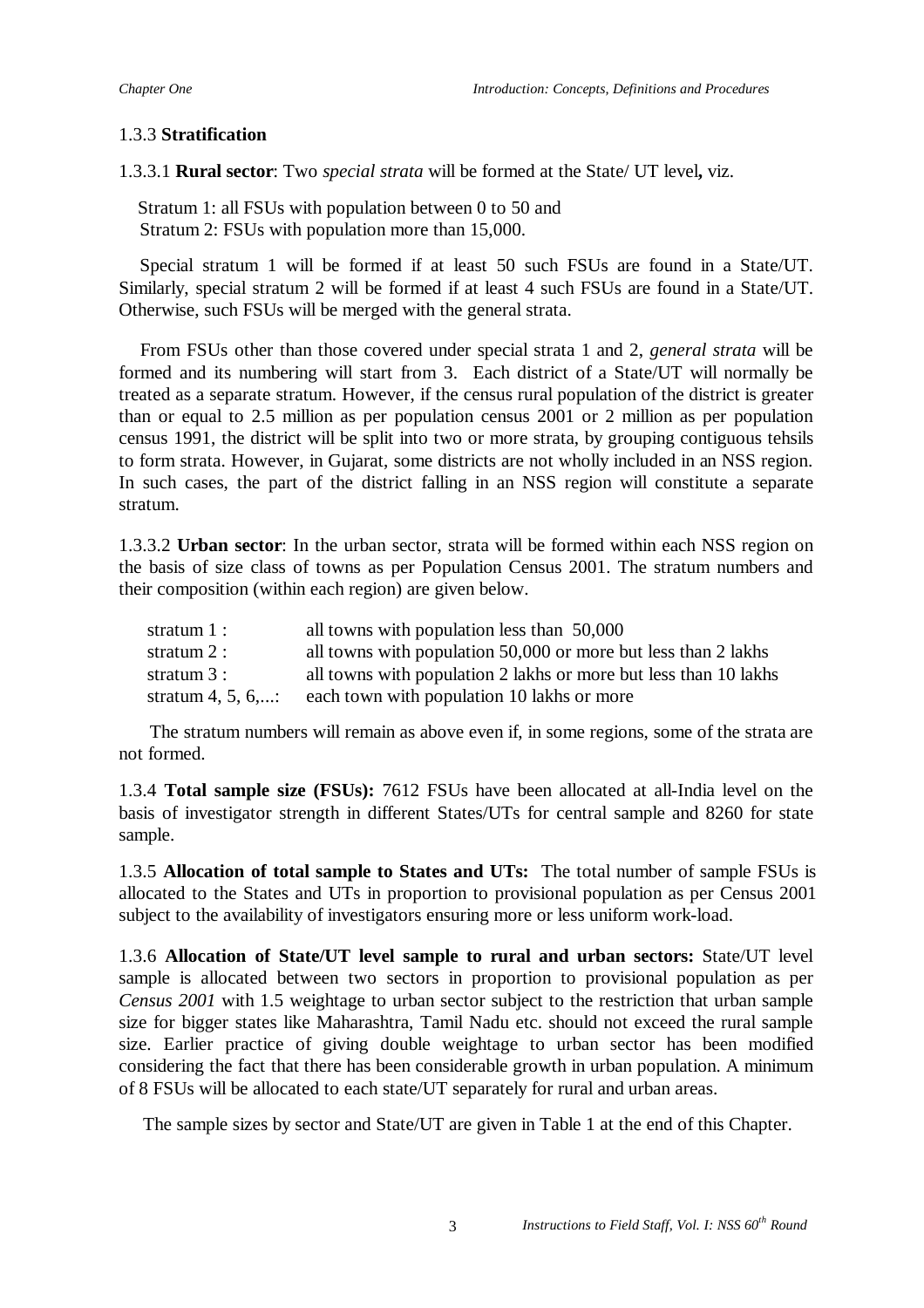### 1.3.3 **Stratification**

1.3.3.1 **Rural sector**: Two *special strata* will be formed at the State/ UT level**,** viz.

Stratum 1: all FSUs with population between 0 to 50 and
Stratum 2: FSUs with population more than 15,000.

Special stratum 1 will be formed if at least 50 such FSUs are found in a State/UT. Similarly, special stratum 2 will be formed if at least 4 such FSUs are found in a State/UT. Otherwise, such FSUs will be merged with the general strata.

From FSUs other than those covered under special strata 1 and 2, *general strata* will be formed and its numbering will start from 3. Each district of a State/UT will normally be treated as a separate stratum. However, if the census rural population of the district is greater than or equal to 2.5 million as per population census 2001 or 2 million as per population census 1991, the district will be split into two or more strata, by grouping contiguous tehsils to form strata. However, in Gujarat, some districts are not wholly included in an NSS region. In such cases, the part of the district falling in an NSS region will constitute a separate stratum.

1.3.3.2 **Urban sector**: In the urban sector, strata will be formed within each NSS region on the basis of size class of towns as per Population Census 2001. The stratum numbers and their composition (within each region) are given below.

| | |
|---|---|
| stratum 1 : | all towns with population less than 50,000 |
| stratum 2 : | all towns with population 50,000 or more but less than 2 lakhs |
| stratum 3 : | all towns with population 2 lakhs or more but less than 10 lakhs |
| stratum 4, 5, 6,...: | each town with population 10 lakhs or more |

The stratum numbers will remain as above even if, in some regions, some of the strata are not formed.

1.3.4 **Total sample size (FSUs):** 7612 FSUs have been allocated at all-India level on the basis of investigator strength in different States/UTs for central sample and 8260 for state sample.

1.3.5 **Allocation of total sample to States and UTs:** The total number of sample FSUs is allocated to the States and UTs in proportion to provisional population as per Census 2001 subject to the availability of investigators ensuring more or less uniform work-load.

1.3.6 **Allocation of State/UT level sample to rural and urban sectors:** State/UT level sample is allocated between two sectors in proportion to provisional population as per *Census 2001* with 1.5 weightage to urban sector subject to the restriction that urban sample size for bigger states like Maharashtra, Tamil Nadu etc. should not exceed the rural sample size. Earlier practice of giving double weightage to urban sector has been modified considering the fact that there has been considerable growth in urban population. A minimum of 8 FSUs will be allocated to each state/UT separately for rural and urban areas.

The sample sizes by sector and State/UT are given in Table 1 at the end of this Chapter.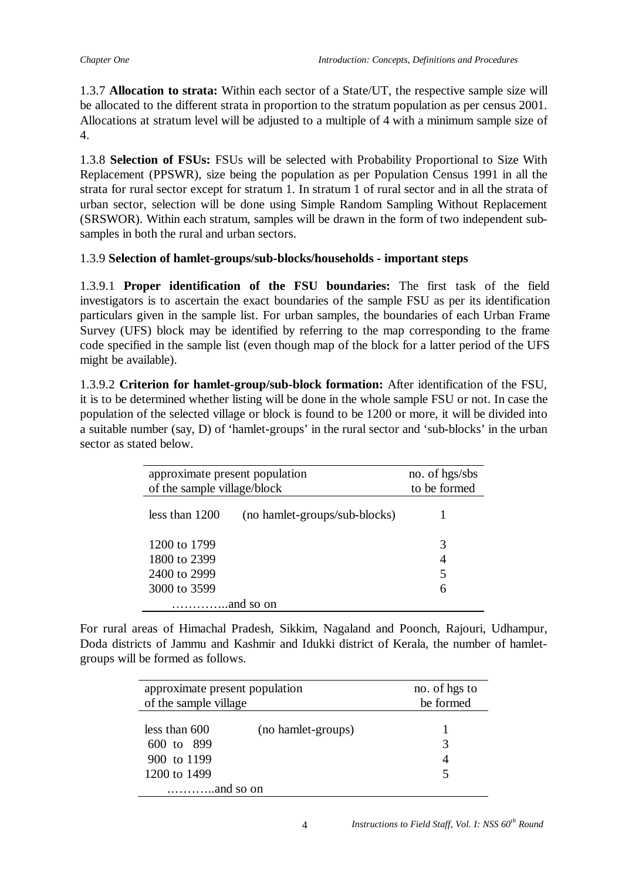1.3.7 **Allocation to strata:** Within each sector of a State/UT, the respective sample size will be allocated to the different strata in proportion to the stratum population as per census 2001. Allocations at stratum level will be adjusted to a multiple of 4 with a minimum sample size of 4.

1.3.8 **Selection of FSUs:** FSUs will be selected with Probability Proportional to Size With Replacement (PPSWR), size being the population as per Population Census 1991 in all the strata for rural sector except for stratum 1. In stratum 1 of rural sector and in all the strata of urban sector, selection will be done using Simple Random Sampling Without Replacement (SRSWOR). Within each stratum, samples will be drawn in the form of two independent sub-samples in both the rural and urban sectors.

1.3.9 **Selection of hamlet-groups/sub-blocks/households - important steps**

1.3.9.1 **Proper identification of the FSU boundaries:** The first task of the field investigators is to ascertain the exact boundaries of the sample FSU as per its identification particulars given in the sample list. For urban samples, the boundaries of each Urban Frame Survey (UFS) block may be identified by referring to the map corresponding to the frame code specified in the sample list (even though map of the block for a latter period of the UFS might be available).

1.3.9.2 **Criterion for hamlet-group/sub-block formation:** After identification of the FSU, it is to be determined whether listing will be done in the whole sample FSU or not. In case the population of the selected village or block is found to be 1200 or more, it will be divided into a suitable number (say, D) of 'hamlet-groups' in the rural sector and 'sub-blocks' in the urban sector as stated below.

| approximate present population of the sample village/block | | no. of hgs/sbs to be formed |
|---|---|---|
| less than 1200 | (no hamlet-groups/sub-blocks) | 1 |
| 1200 to 1799 | | 3 |
| 1800 to 2399 | | 4 |
| 2400 to 2999 | | 5 |
| 3000 to 3599 | | 6 |
| …………..and so on | | |

For rural areas of Himachal Pradesh, Sikkim, Nagaland and Poonch, Rajouri, Udhampur, Doda districts of Jammu and Kashmir and Idukki district of Kerala, the number of hamlet-groups will be formed as follows.

| approximate present population of the sample village | | no. of hgs to be formed |
|---|---|---|
| less than 600 | (no hamlet-groups) | 1 |
| 600 to 899 | | 3 |
| 900 to 1199 | | 4 |
| 1200 to 1499 | | 5 |
| ………..and so on | | |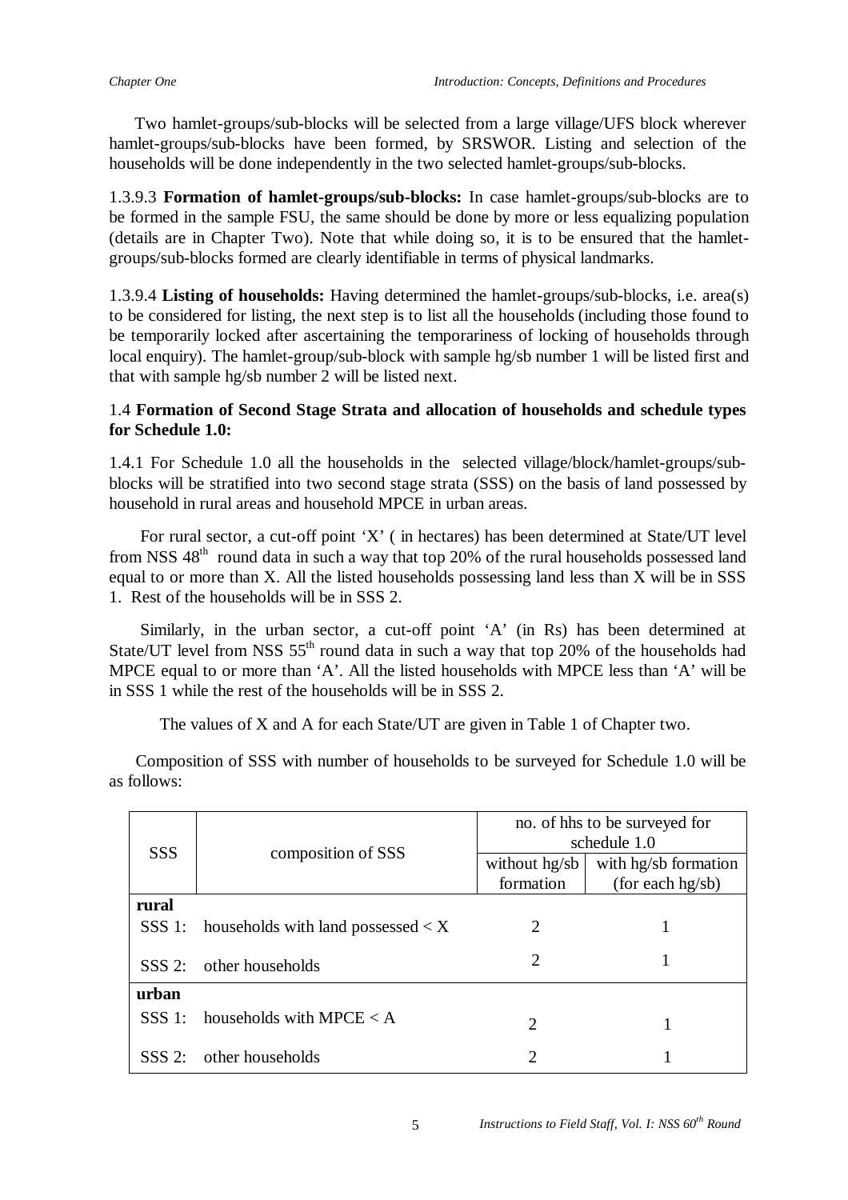Two hamlet-groups/sub-blocks will be selected from a large village/UFS block wherever hamlet-groups/sub-blocks have been formed, by SRSWOR. Listing and selection of the households will be done independently in the two selected hamlet-groups/sub-blocks.

1.3.9.3 **Formation of hamlet-groups/sub-blocks:** In case hamlet-groups/sub-blocks are to be formed in the sample FSU, the same should be done by more or less equalizing population (details are in Chapter Two). Note that while doing so, it is to be ensured that the hamlet-groups/sub-blocks formed are clearly identifiable in terms of physical landmarks.

1.3.9.4 **Listing of households:** Having determined the hamlet-groups/sub-blocks, i.e. area(s) to be considered for listing, the next step is to list all the households (including those found to be temporarily locked after ascertaining the temporariness of locking of households through local enquiry). The hamlet-group/sub-block with sample hg/sb number 1 will be listed first and that with sample hg/sb number 2 will be listed next.

### 1.4 Formation of Second Stage Strata and allocation of households and schedule types for Schedule 1.0:

1.4.1 For Schedule 1.0 all the households in the selected village/block/hamlet-groups/sub-blocks will be stratified into two second stage strata (SSS) on the basis of land possessed by household in rural areas and household MPCE in urban areas.

For rural sector, a cut-off point 'X' ( in hectares) has been determined at State/UT level from NSS 48th round data in such a way that top 20% of the rural households possessed land equal to or more than X. All the listed households possessing land less than X will be in SSS 1. Rest of the households will be in SSS 2.

Similarly, in the urban sector, a cut-off point 'A' (in Rs) has been determined at State/UT level from NSS 55th round data in such a way that top 20% of the households had MPCE equal to or more than 'A'. All the listed households with MPCE less than 'A' will be in SSS 1 while the rest of the households will be in SSS 2.

The values of X and A for each State/UT are given in Table 1 of Chapter two.

Composition of SSS with number of households to be surveyed for Schedule 1.0 will be as follows:

| SSS | composition of SSS | no. of hhs to be surveyed for schedule 1.0 | |
|---|---|---|---|
| | | without hg/sb formation | with hg/sb formation (for each hg/sb) |
| **rural** | | | |
| SSS 1: | households with land possessed < X | 2 | 1 |
| SSS 2: | other households | 2 | 1 |
| **urban** | | | |
| SSS 1: | households with MPCE < A | 2 | 1 |
| SSS 2: | other households | 2 | 1 |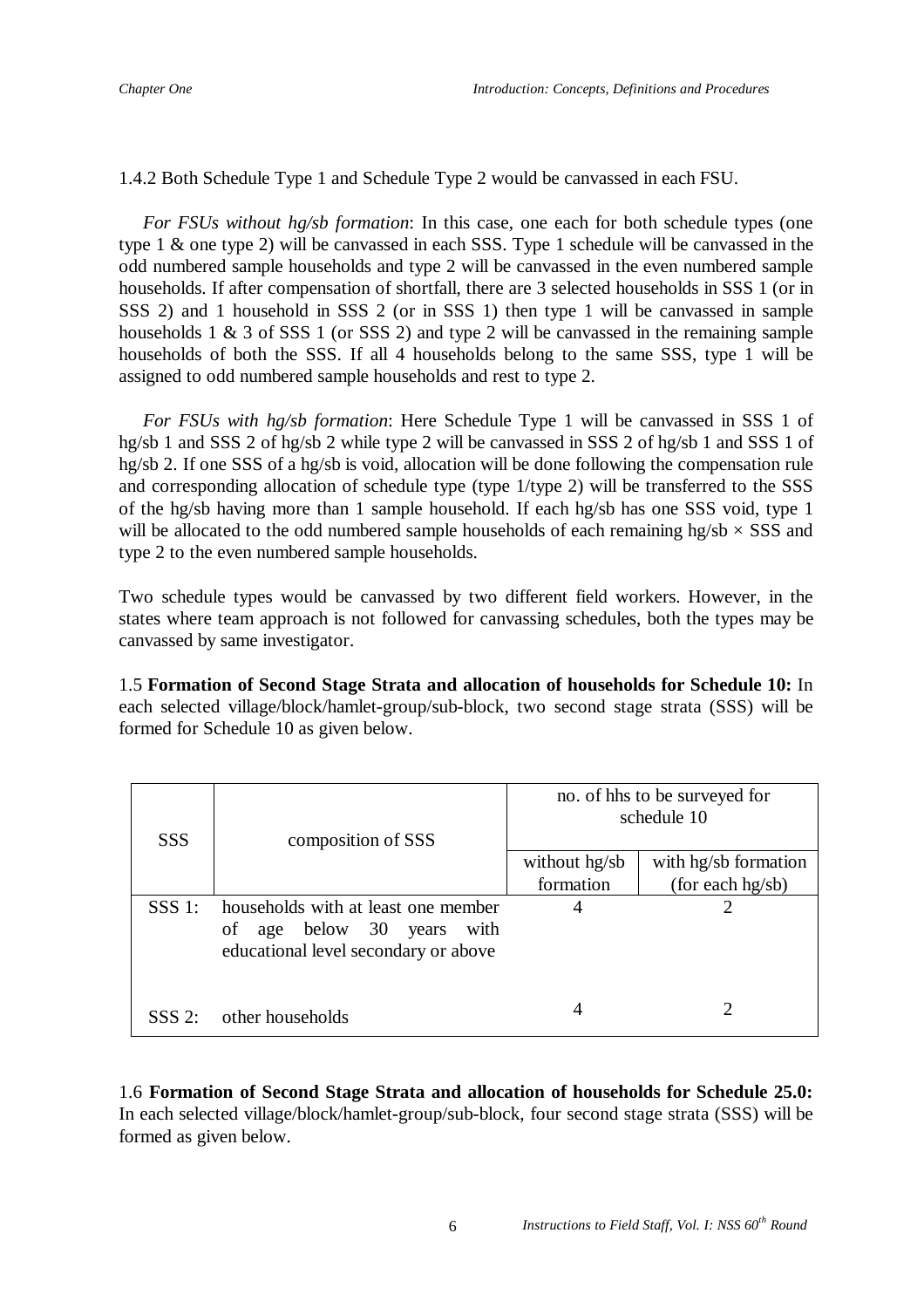1.4.2 Both Schedule Type 1 and Schedule Type 2 would be canvassed in each FSU.

*For FSUs without hg/sb formation*: In this case, one each for both schedule types (one type 1 & one type 2) will be canvassed in each SSS. Type 1 schedule will be canvassed in the odd numbered sample households and type 2 will be canvassed in the even numbered sample households. If after compensation of shortfall, there are 3 selected households in SSS 1 (or in SSS 2) and 1 household in SSS 2 (or in SSS 1) then type 1 will be canvassed in sample households 1 & 3 of SSS 1 (or SSS 2) and type 2 will be canvassed in the remaining sample households of both the SSS. If all 4 households belong to the same SSS, type 1 will be assigned to odd numbered sample households and rest to type 2.

*For FSUs with hg/sb formation*: Here Schedule Type 1 will be canvassed in SSS 1 of hg/sb 1 and SSS 2 of hg/sb 2 while type 2 will be canvassed in SSS 2 of hg/sb 1 and SSS 1 of hg/sb 2. If one SSS of a hg/sb is void, allocation will be done following the compensation rule and corresponding allocation of schedule type (type 1/type 2) will be transferred to the SSS of the hg/sb having more than 1 sample household. If each hg/sb has one SSS void, type 1 will be allocated to the odd numbered sample households of each remaining hg/sb × SSS and type 2 to the even numbered sample households.

Two schedule types would be canvassed by two different field workers. However, in the states where team approach is not followed for canvassing schedules, both the types may be canvassed by same investigator.

1.5 **Formation of Second Stage Strata and allocation of households for Schedule 10:** In each selected village/block/hamlet-group/sub-block, two second stage strata (SSS) will be formed for Schedule 10 as given below.

| SSS | composition of SSS | no. of hhs to be surveyed for schedule 10 | |
|---|---|---|---|
| | | without hg/sb formation | with hg/sb formation (for each hg/sb) |
| SSS 1: | households with at least one member of age below 30 years with educational level secondary or above | 4 | 2 |
| SSS 2: | other households | 4 | 2 |

1.6 **Formation of Second Stage Strata and allocation of households for Schedule 25.0:** In each selected village/block/hamlet-group/sub-block, four second stage strata (SSS) will be formed as given below.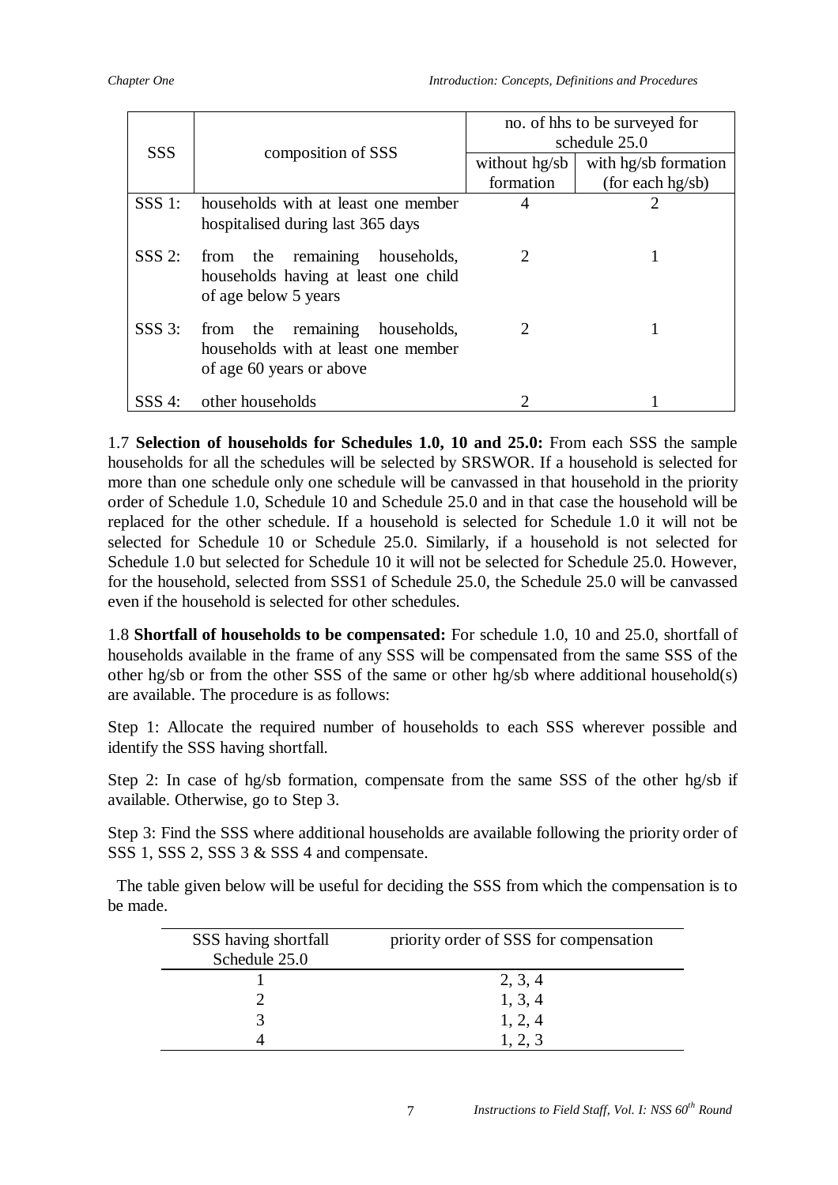| SSS | composition of SSS | no. of hhs to be surveyed for schedule 25.0 | |
|---|---|---|---|
| | | without hg/sb formation | with hg/sb formation (for each hg/sb) |
| SSS 1: | households with at least one member hospitalised during last 365 days | 4 | 2 |
| SSS 2: | from the remaining households, households having at least one child of age below 5 years | 2 | 1 |
| SSS 3: | from the remaining households, households with at least one member of age 60 years or above | 2 | 1 |
| SSS 4: | other households | 2 | 1 |

1.7 **Selection of households for Schedules 1.0, 10 and 25.0:** From each SSS the sample households for all the schedules will be selected by SRSWOR. If a household is selected for more than one schedule only one schedule will be canvassed in that household in the priority order of Schedule 1.0, Schedule 10 and Schedule 25.0 and in that case the household will be replaced for the other schedule. If a household is selected for Schedule 1.0 it will not be selected for Schedule 10 or Schedule 25.0. Similarly, if a household is not selected for Schedule 1.0 but selected for Schedule 10 it will not be selected for Schedule 25.0. However, for the household, selected from SSS1 of Schedule 25.0, the Schedule 25.0 will be canvassed even if the household is selected for other schedules.

1.8 **Shortfall of households to be compensated:** For schedule 1.0, 10 and 25.0, shortfall of households available in the frame of any SSS will be compensated from the same SSS of the other hg/sb or from the other SSS of the same or other hg/sb where additional household(s) are available. The procedure is as follows:

Step 1: Allocate the required number of households to each SSS wherever possible and identify the SSS having shortfall.

Step 2: In case of hg/sb formation, compensate from the same SSS of the other hg/sb if available. Otherwise, go to Step 3.

Step 3: Find the SSS where additional households are available following the priority order of SSS 1, SSS 2, SSS 3 & SSS 4 and compensate.

The table given below will be useful for deciding the SSS from which the compensation is to be made.

| SSS having shortfall Schedule 25.0 | priority order of SSS for compensation |
|---|---|
| 1 | 2, 3, 4 |
| 2 | 1, 3, 4 |
| 3 | 1, 2, 4 |
| 4 | 1, 2, 3 |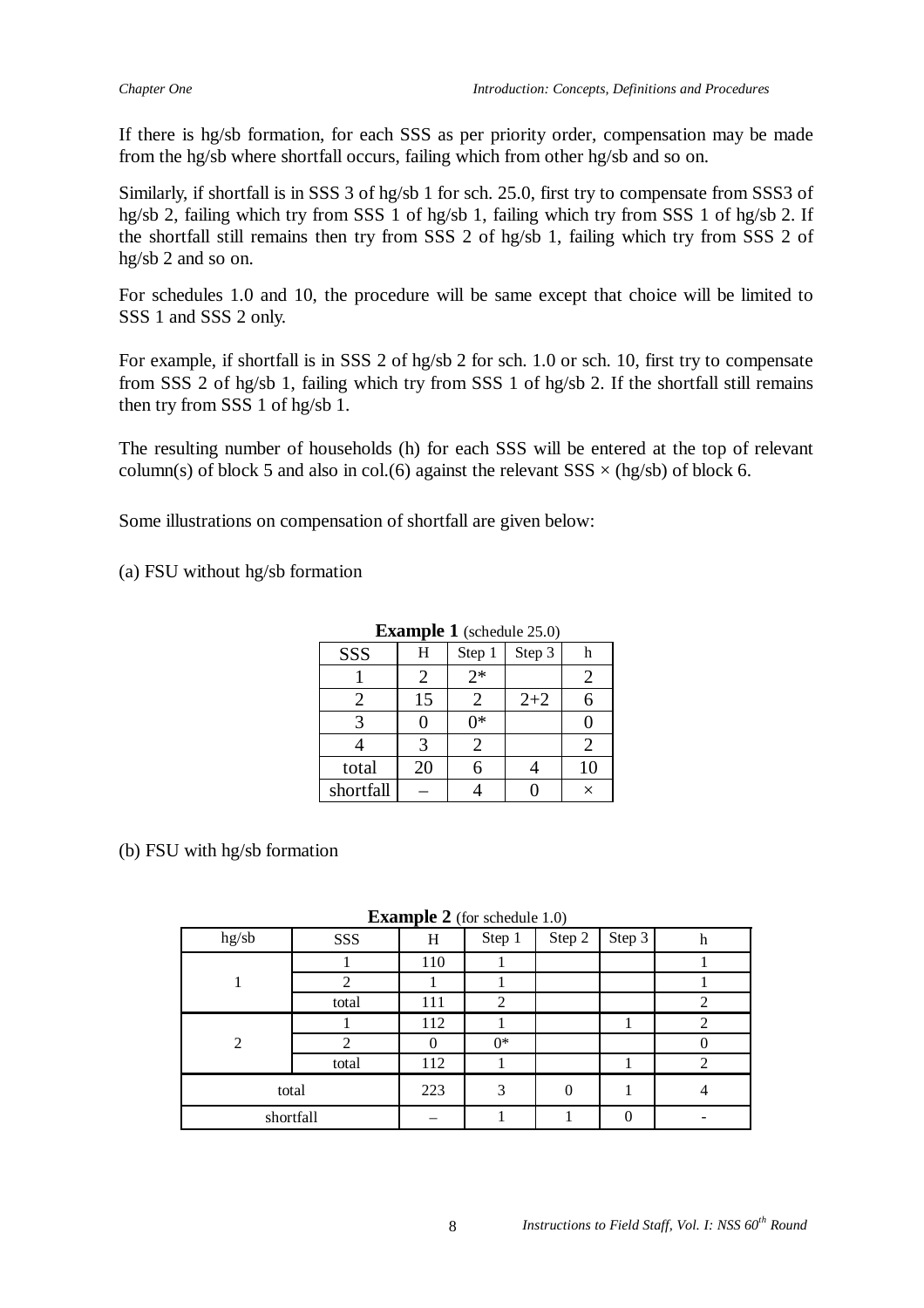If there is hg/sb formation, for each SSS as per priority order, compensation may be made from the hg/sb where shortfall occurs, failing which from other hg/sb and so on.

Similarly, if shortfall is in SSS 3 of hg/sb 1 for sch. 25.0, first try to compensate from SSS3 of hg/sb 2, failing which try from SSS 1 of hg/sb 1, failing which try from SSS 1 of hg/sb 2. If the shortfall still remains then try from SSS 2 of hg/sb 1, failing which try from SSS 2 of hg/sb 2 and so on.

For schedules 1.0 and 10, the procedure will be same except that choice will be limited to SSS 1 and SSS 2 only.

For example, if shortfall is in SSS 2 of hg/sb 2 for sch. 1.0 or sch. 10, first try to compensate from SSS 2 of hg/sb 1, failing which try from SSS 1 of hg/sb 2. If the shortfall still remains then try from SSS 1 of hg/sb 1.

The resulting number of households (h) for each SSS will be entered at the top of relevant column(s) of block 5 and also in col.(6) against the relevant SSS × (hg/sb) of block 6.

Some illustrations on compensation of shortfall are given below:

(a) FSU without hg/sb formation

**Example 1** (schedule 25.0)

| SSS | H | Step 1 | Step 3 | h |
|---|---|---|---|---|
| 1 | 2 | 2* | | 2 |
| 2 | 15 | 2 | 2+2 | 6 |
| 3 | 0 | 0* | | 0 |
| 4 | 3 | 2 | | 2 |
| total | 20 | 6 | 4 | 10 |
| shortfall | – | 4 | 0 | × |

(b) FSU with hg/sb formation

**Example 2** (for schedule 1.0)

| hg/sb | SSS | H | Step 1 | Step 2 | Step 3 | h |
|---|---|---|---|---|---|---|
| 1 | 1 | 110 | 1 | | | 1 |
| | 2 | 1 | 1 | | | 1 |
| | total | 111 | 2 | | | 2 |
| 2 | 1 | 112 | 1 | | 1 | 2 |
| | 2 | 0 | 0* | | | 0 |
| | total | 112 | 1 | | 1 | 2 |
| total | | 223 | 3 | 0 | 1 | 4 |
| shortfall | | – | 1 | 1 | 0 | - |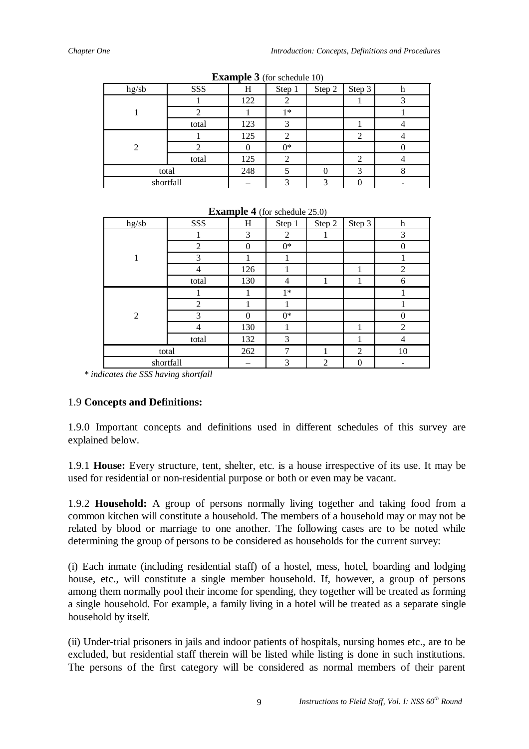**Example 3** (for schedule 10)

| hg/sb | SSS | H | Step 1 | Step 2 | Step 3 | h |
|---|---|---|---|---|---|---|
| 1 | 1 | 122 | 2 | | 1 | 3 |
| | 2 | 1 | 1* | | | 1 |
| | total | 123 | 3 | | 1 | 4 |
| 2 | 1 | 125 | 2 | | 2 | 4 |
| | 2 | 0 | 0* | | | 0 |
| | total | 125 | 2 | | 2 | 4 |
| total | | 248 | 5 | 0 | 3 | 8 |
| shortfall | | – | 3 | 3 | 0 | - |

**Example 4** (for schedule 25.0)

| hg/sb | SSS | H | Step 1 | Step 2 | Step 3 | h |
|---|---|---|---|---|---|---|
| 1 | 1 | 3 | 2 | 1 | | 3 |
| | 2 | 0 | 0* | | | 0 |
| | 3 | 1 | 1 | | | 1 |
| | 4 | 126 | 1 | | 1 | 2 |
| | total | 130 | 4 | 1 | 1 | 6 |
| 2 | 1 | 1 | 1* | | | 1 |
| | 2 | 1 | 1 | | | 1 |
| | 3 | 0 | 0* | | | 0 |
| | 4 | 130 | 1 | | 1 | 2 |
| | total | 132 | 3 | | 1 | 4 |
| total | | 262 | 7 | 1 | 2 | 10 |
| shortfall | | – | 3 | 2 | 0 | - |

*\* indicates the SSS having shortfall*

## 1.9 **Concepts and Definitions:**

1.9.0 Important concepts and definitions used in different schedules of this survey are explained below.

1.9.1 **House:** Every structure, tent, shelter, etc. is a house irrespective of its use. It may be used for residential or non-residential purpose or both or even may be vacant.

1.9.2 **Household:** A group of persons normally living together and taking food from a common kitchen will constitute a household. The members of a household may or may not be related by blood or marriage to one another. The following cases are to be noted while determining the group of persons to be considered as households for the current survey:

(i) Each inmate (including residential staff) of a hostel, mess, hotel, boarding and lodging house, etc., will constitute a single member household. If, however, a group of persons among them normally pool their income for spending, they together will be treated as forming a single household. For example, a family living in a hotel will be treated as a separate single household by itself.

(ii) Under-trial prisoners in jails and indoor patients of hospitals, nursing homes etc., are to be excluded, but residential staff therein will be listed while listing is done in such institutions. The persons of the first category will be considered as normal members of their parent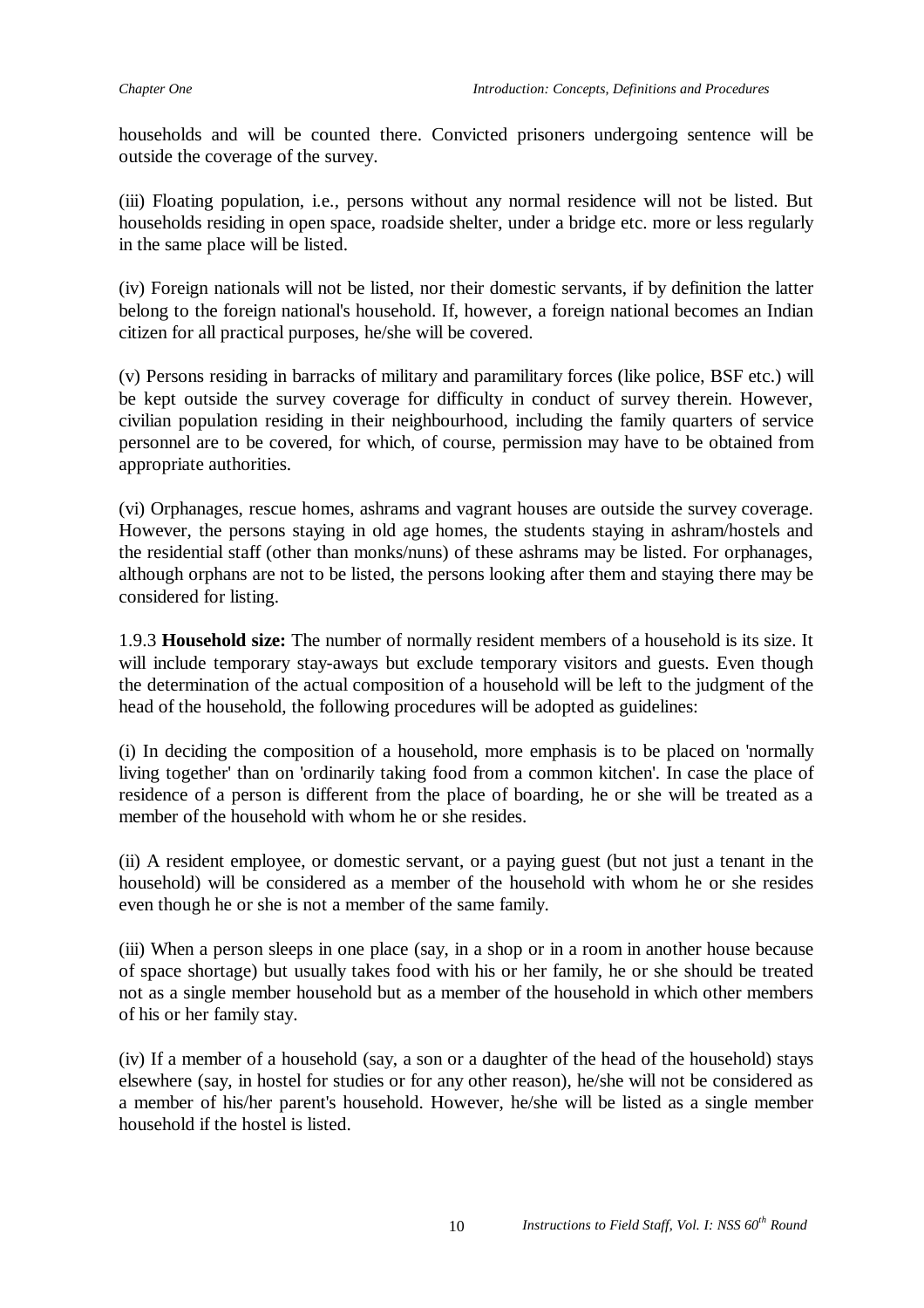households and will be counted there. Convicted prisoners undergoing sentence will be outside the coverage of the survey.

(iii) Floating population, i.e., persons without any normal residence will not be listed. But households residing in open space, roadside shelter, under a bridge etc. more or less regularly in the same place will be listed.

(iv) Foreign nationals will not be listed, nor their domestic servants, if by definition the latter belong to the foreign national's household. If, however, a foreign national becomes an Indian citizen for all practical purposes, he/she will be covered.

(v) Persons residing in barracks of military and paramilitary forces (like police, BSF etc.) will be kept outside the survey coverage for difficulty in conduct of survey therein. However, civilian population residing in their neighbourhood, including the family quarters of service personnel are to be covered, for which, of course, permission may have to be obtained from appropriate authorities.

(vi) Orphanages, rescue homes, ashrams and vagrant houses are outside the survey coverage. However, the persons staying in old age homes, the students staying in ashram/hostels and the residential staff (other than monks/nuns) of these ashrams may be listed. For orphanages, although orphans are not to be listed, the persons looking after them and staying there may be considered for listing.

1.9.3 **Household size:** The number of normally resident members of a household is its size. It will include temporary stay-aways but exclude temporary visitors and guests. Even though the determination of the actual composition of a household will be left to the judgment of the head of the household, the following procedures will be adopted as guidelines:

(i) In deciding the composition of a household, more emphasis is to be placed on 'normally living together' than on 'ordinarily taking food from a common kitchen'. In case the place of residence of a person is different from the place of boarding, he or she will be treated as a member of the household with whom he or she resides.

(ii) A resident employee, or domestic servant, or a paying guest (but not just a tenant in the household) will be considered as a member of the household with whom he or she resides even though he or she is not a member of the same family.

(iii) When a person sleeps in one place (say, in a shop or in a room in another house because of space shortage) but usually takes food with his or her family, he or she should be treated not as a single member household but as a member of the household in which other members of his or her family stay.

(iv) If a member of a household (say, a son or a daughter of the head of the household) stays elsewhere (say, in hostel for studies or for any other reason), he/she will not be considered as a member of his/her parent's household. However, he/she will be listed as a single member household if the hostel is listed.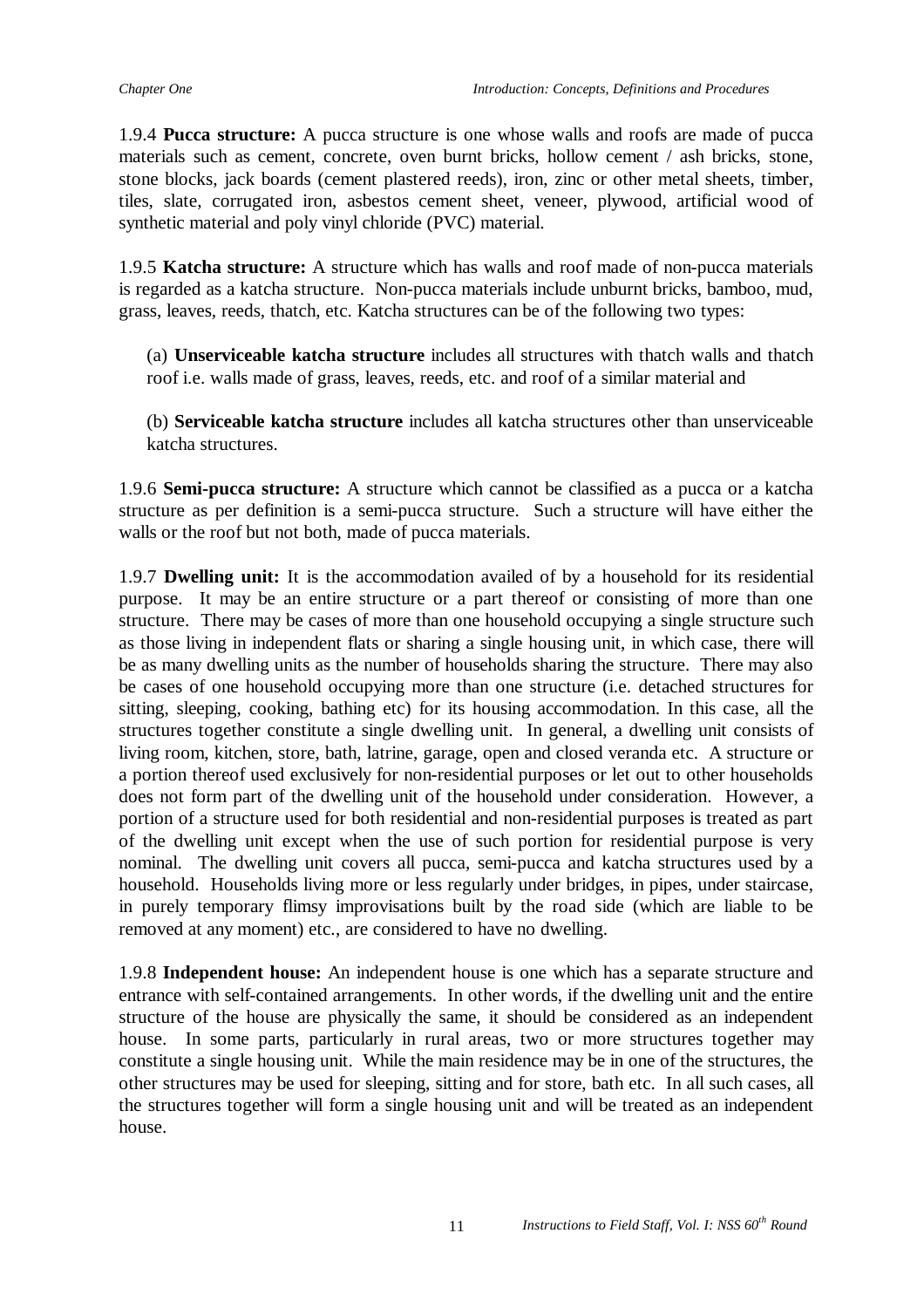1.9.4 **Pucca structure:** A pucca structure is one whose walls and roofs are made of pucca materials such as cement, concrete, oven burnt bricks, hollow cement / ash bricks, stone, stone blocks, jack boards (cement plastered reeds), iron, zinc or other metal sheets, timber, tiles, slate, corrugated iron, asbestos cement sheet, veneer, plywood, artificial wood of synthetic material and poly vinyl chloride (PVC) material.

1.9.5 **Katcha structure:** A structure which has walls and roof made of non-pucca materials is regarded as a katcha structure. Non-pucca materials include unburnt bricks, bamboo, mud, grass, leaves, reeds, thatch, etc. Katcha structures can be of the following two types:

(a) **Unserviceable katcha structure** includes all structures with thatch walls and thatch roof i.e. walls made of grass, leaves, reeds, etc. and roof of a similar material and

(b) **Serviceable katcha structure** includes all katcha structures other than unserviceable katcha structures.

1.9.6 **Semi-pucca structure:** A structure which cannot be classified as a pucca or a katcha structure as per definition is a semi-pucca structure. Such a structure will have either the walls or the roof but not both, made of pucca materials.

1.9.7 **Dwelling unit:** It is the accommodation availed of by a household for its residential purpose. It may be an entire structure or a part thereof or consisting of more than one structure. There may be cases of more than one household occupying a single structure such as those living in independent flats or sharing a single housing unit, in which case, there will be as many dwelling units as the number of households sharing the structure. There may also be cases of one household occupying more than one structure (i.e. detached structures for sitting, sleeping, cooking, bathing etc) for its housing accommodation. In this case, all the structures together constitute a single dwelling unit. In general, a dwelling unit consists of living room, kitchen, store, bath, latrine, garage, open and closed veranda etc. A structure or a portion thereof used exclusively for non-residential purposes or let out to other households does not form part of the dwelling unit of the household under consideration. However, a portion of a structure used for both residential and non-residential purposes is treated as part of the dwelling unit except when the use of such portion for residential purpose is very nominal. The dwelling unit covers all pucca, semi-pucca and katcha structures used by a household. Households living more or less regularly under bridges, in pipes, under staircase, in purely temporary flimsy improvisations built by the road side (which are liable to be removed at any moment) etc., are considered to have no dwelling.

1.9.8 **Independent house:** An independent house is one which has a separate structure and entrance with self-contained arrangements. In other words, if the dwelling unit and the entire structure of the house are physically the same, it should be considered as an independent house. In some parts, particularly in rural areas, two or more structures together may constitute a single housing unit. While the main residence may be in one of the structures, the other structures may be used for sleeping, sitting and for store, bath etc. In all such cases, all the structures together will form a single housing unit and will be treated as an independent house.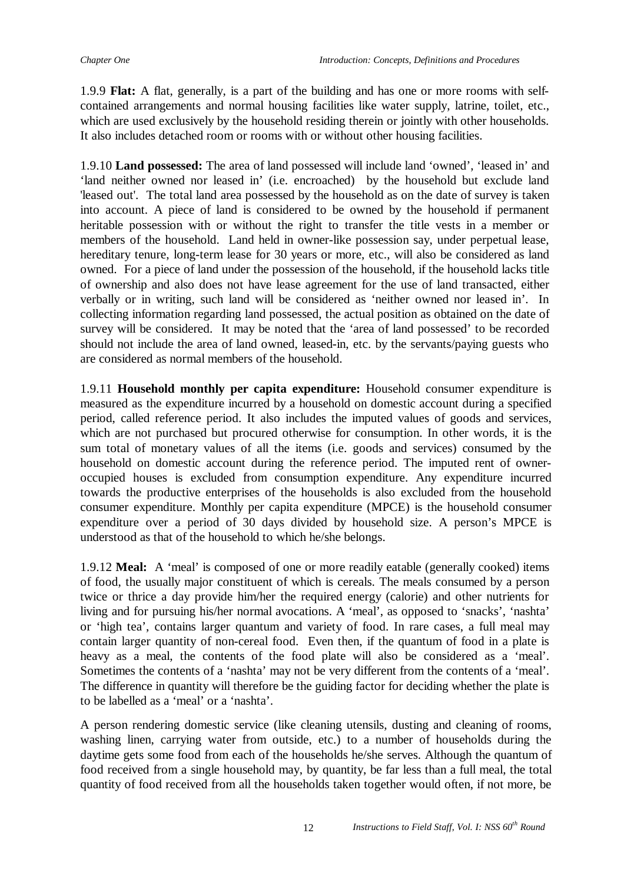1.9.9 **Flat:** A flat, generally, is a part of the building and has one or more rooms with self-contained arrangements and normal housing facilities like water supply, latrine, toilet, etc., which are used exclusively by the household residing therein or jointly with other households. It also includes detached room or rooms with or without other housing facilities.

1.9.10 **Land possessed:** The area of land possessed will include land 'owned', 'leased in' and 'land neither owned nor leased in' (i.e. encroached) by the household but exclude land 'leased out'. The total land area possessed by the household as on the date of survey is taken into account. A piece of land is considered to be owned by the household if permanent heritable possession with or without the right to transfer the title vests in a member or members of the household. Land held in owner-like possession say, under perpetual lease, hereditary tenure, long-term lease for 30 years or more, etc., will also be considered as land owned. For a piece of land under the possession of the household, if the household lacks title of ownership and also does not have lease agreement for the use of land transacted, either verbally or in writing, such land will be considered as 'neither owned nor leased in'. In collecting information regarding land possessed, the actual position as obtained on the date of survey will be considered. It may be noted that the 'area of land possessed' to be recorded should not include the area of land owned, leased-in, etc. by the servants/paying guests who are considered as normal members of the household.

1.9.11 **Household monthly per capita expenditure:** Household consumer expenditure is measured as the expenditure incurred by a household on domestic account during a specified period, called reference period. It also includes the imputed values of goods and services, which are not purchased but procured otherwise for consumption. In other words, it is the sum total of monetary values of all the items (i.e. goods and services) consumed by the household on domestic account during the reference period. The imputed rent of owner-occupied houses is excluded from consumption expenditure. Any expenditure incurred towards the productive enterprises of the households is also excluded from the household consumer expenditure. Monthly per capita expenditure (MPCE) is the household consumer expenditure over a period of 30 days divided by household size. A person's MPCE is understood as that of the household to which he/she belongs.

1.9.12 **Meal:** A 'meal' is composed of one or more readily eatable (generally cooked) items of food, the usually major constituent of which is cereals. The meals consumed by a person twice or thrice a day provide him/her the required energy (calorie) and other nutrients for living and for pursuing his/her normal avocations. A 'meal', as opposed to 'snacks', 'nashta' or 'high tea', contains larger quantum and variety of food. In rare cases, a full meal may contain larger quantity of non-cereal food. Even then, if the quantum of food in a plate is heavy as a meal, the contents of the food plate will also be considered as a 'meal'. Sometimes the contents of a 'nashta' may not be very different from the contents of a 'meal'. The difference in quantity will therefore be the guiding factor for deciding whether the plate is to be labelled as a 'meal' or a 'nashta'.

A person rendering domestic service (like cleaning utensils, dusting and cleaning of rooms, washing linen, carrying water from outside, etc.) to a number of households during the daytime gets some food from each of the households he/she serves. Although the quantum of food received from a single household may, by quantity, be far less than a full meal, the total quantity of food received from all the households taken together would often, if not more, be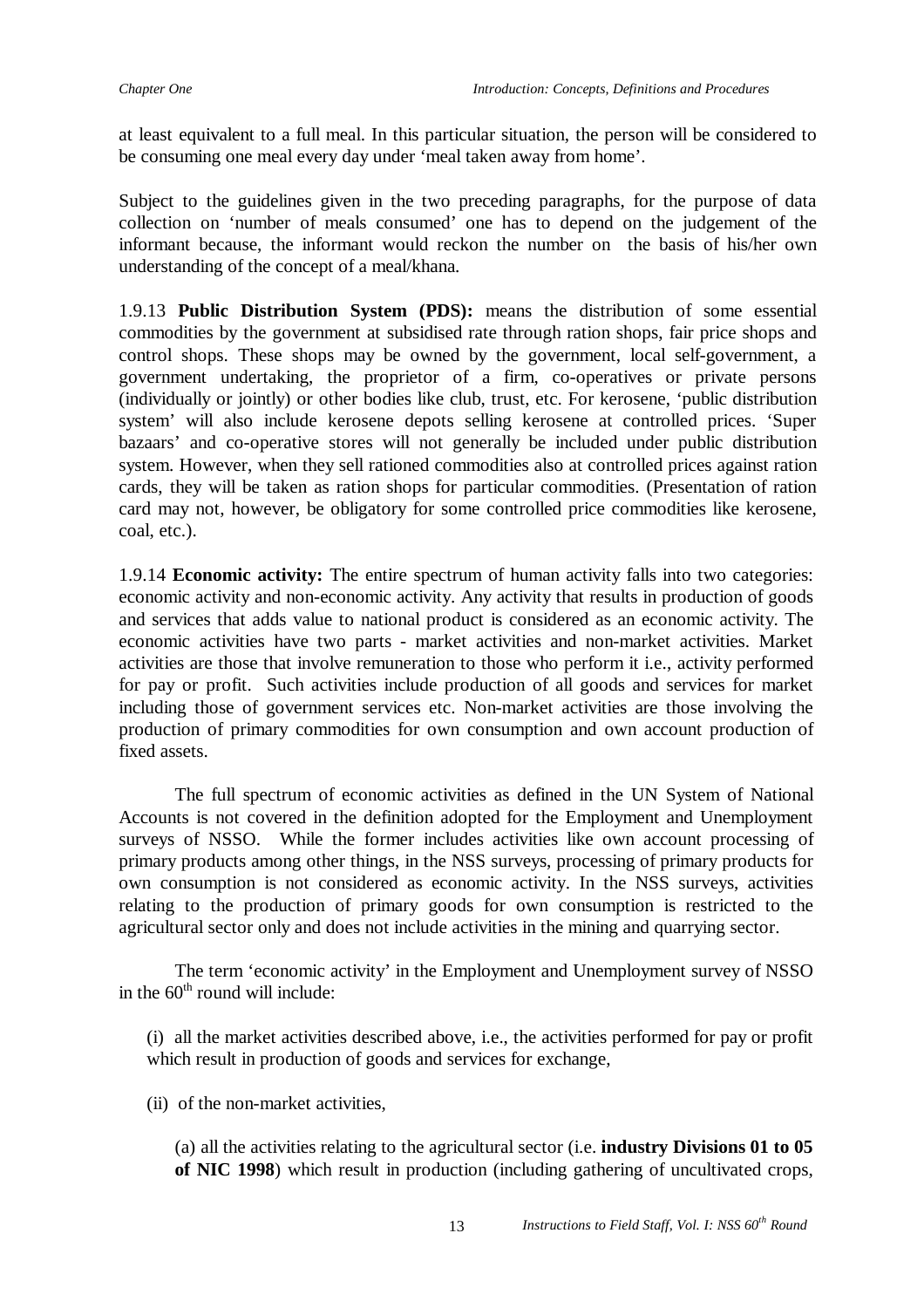at least equivalent to a full meal. In this particular situation, the person will be considered to be consuming one meal every day under 'meal taken away from home'.

Subject to the guidelines given in the two preceding paragraphs, for the purpose of data collection on 'number of meals consumed' one has to depend on the judgement of the informant because, the informant would reckon the number on the basis of his/her own understanding of the concept of a meal/khana.

1.9.13 **Public Distribution System (PDS):** means the distribution of some essential commodities by the government at subsidised rate through ration shops, fair price shops and control shops. These shops may be owned by the government, local self-government, a government undertaking, the proprietor of a firm, co-operatives or private persons (individually or jointly) or other bodies like club, trust, etc. For kerosene, 'public distribution system' will also include kerosene depots selling kerosene at controlled prices. 'Super bazaars' and co-operative stores will not generally be included under public distribution system. However, when they sell rationed commodities also at controlled prices against ration cards, they will be taken as ration shops for particular commodities. (Presentation of ration card may not, however, be obligatory for some controlled price commodities like kerosene, coal, etc.).

1.9.14 **Economic activity:** The entire spectrum of human activity falls into two categories: economic activity and non-economic activity. Any activity that results in production of goods and services that adds value to national product is considered as an economic activity. The economic activities have two parts - market activities and non-market activities. Market activities are those that involve remuneration to those who perform it i.e., activity performed for pay or profit. Such activities include production of all goods and services for market including those of government services etc. Non-market activities are those involving the production of primary commodities for own consumption and own account production of fixed assets.

The full spectrum of economic activities as defined in the UN System of National Accounts is not covered in the definition adopted for the Employment and Unemployment surveys of NSSO. While the former includes activities like own account processing of primary products among other things, in the NSS surveys, processing of primary products for own consumption is not considered as economic activity. In the NSS surveys, activities relating to the production of primary goods for own consumption is restricted to the agricultural sector only and does not include activities in the mining and quarrying sector.

The term 'economic activity' in the Employment and Unemployment survey of NSSO in the 60th round will include:

(i) all the market activities described above, i.e., the activities performed for pay or profit which result in production of goods and services for exchange,

(ii) of the non-market activities,

(a) all the activities relating to the agricultural sector (i.e. **industry Divisions 01 to 05 of NIC 1998**) which result in production (including gathering of uncultivated crops,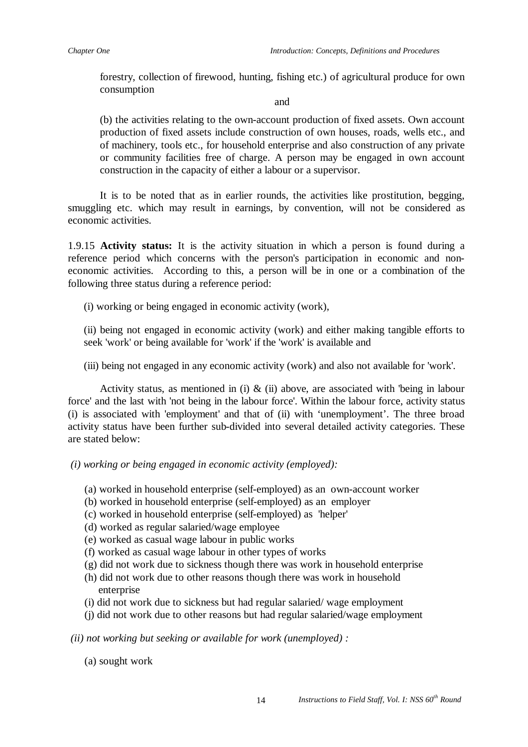forestry, collection of firewood, hunting, fishing etc.) of agricultural produce for own consumption

and

(b) the activities relating to the own-account production of fixed assets. Own account production of fixed assets include construction of own houses, roads, wells etc., and of machinery, tools etc., for household enterprise and also construction of any private or community facilities free of charge. A person may be engaged in own account construction in the capacity of either a labour or a supervisor.

It is to be noted that as in earlier rounds, the activities like prostitution, begging, smuggling etc. which may result in earnings, by convention, will not be considered as economic activities.

1.9.15 **Activity status:** It is the activity situation in which a person is found during a reference period which concerns with the person's participation in economic and non-economic activities. According to this, a person will be in one or a combination of the following three status during a reference period:

(i) working or being engaged in economic activity (work),

(ii) being not engaged in economic activity (work) and either making tangible efforts to seek 'work' or being available for 'work' if the 'work' is available and

(iii) being not engaged in any economic activity (work) and also not available for 'work'.

Activity status, as mentioned in (i) & (ii) above, are associated with 'being in labour force' and the last with 'not being in the labour force'. Within the labour force, activity status (i) is associated with 'employment' and that of (ii) with 'unemployment'. The three broad activity status have been further sub-divided into several detailed activity categories. These are stated below:

*(i) working or being engaged in economic activity (employed):*

(a) worked in household enterprise (self-employed) as an own-account worker
(b) worked in household enterprise (self-employed) as an employer
(c) worked in household enterprise (self-employed) as 'helper'
(d) worked as regular salaried/wage employee
(e) worked as casual wage labour in public works
(f) worked as casual wage labour in other types of works
(g) did not work due to sickness though there was work in household enterprise
(h) did not work due to other reasons though there was work in household enterprise
(i) did not work due to sickness but had regular salaried/ wage employment
(j) did not work due to other reasons but had regular salaried/wage employment

*(ii) not working but seeking or available for work (unemployed) :*

(a) sought work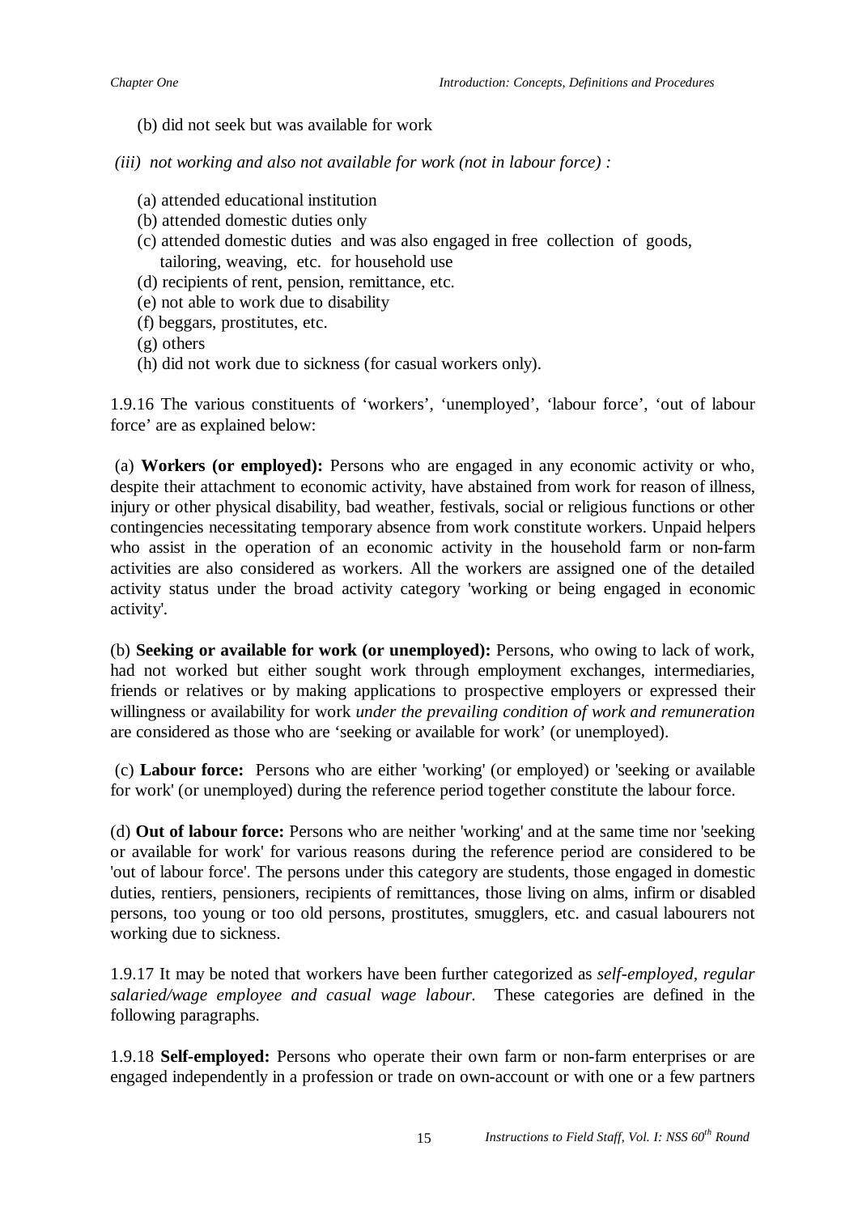(b) did not seek but was available for work

*(iii) not working and also not available for work (not in labour force) :*

(a) attended educational institution
(b) attended domestic duties only
(c) attended domestic duties and was also engaged in free collection of goods, tailoring, weaving, etc. for household use
(d) recipients of rent, pension, remittance, etc.
(e) not able to work due to disability
(f) beggars, prostitutes, etc.
(g) others
(h) did not work due to sickness (for casual workers only).

1.9.16 The various constituents of 'workers', 'unemployed', 'labour force', 'out of labour force' are as explained below:

(a) **Workers (or employed):** Persons who are engaged in any economic activity or who, despite their attachment to economic activity, have abstained from work for reason of illness, injury or other physical disability, bad weather, festivals, social or religious functions or other contingencies necessitating temporary absence from work constitute workers. Unpaid helpers who assist in the operation of an economic activity in the household farm or non-farm activities are also considered as workers. All the workers are assigned one of the detailed activity status under the broad activity category 'working or being engaged in economic activity'.

(b) **Seeking or available for work (or unemployed):** Persons, who owing to lack of work, had not worked but either sought work through employment exchanges, intermediaries, friends or relatives or by making applications to prospective employers or expressed their willingness or availability for work *under the prevailing condition of work and remuneration* are considered as those who are 'seeking or available for work' (or unemployed).

(c) **Labour force:** Persons who are either 'working' (or employed) or 'seeking or available for work' (or unemployed) during the reference period together constitute the labour force.

(d) **Out of labour force:** Persons who are neither 'working' and at the same time nor 'seeking or available for work' for various reasons during the reference period are considered to be 'out of labour force'. The persons under this category are students, those engaged in domestic duties, rentiers, pensioners, recipients of remittances, those living on alms, infirm or disabled persons, too young or too old persons, prostitutes, smugglers, etc. and casual labourers not working due to sickness.

1.9.17 It may be noted that workers have been further categorized as *self-employed, regular salaried/wage employee and casual wage labour.* These categories are defined in the following paragraphs.

1.9.18 **Self-employed:** Persons who operate their own farm or non-farm enterprises or are engaged independently in a profession or trade on own-account or with one or a few partners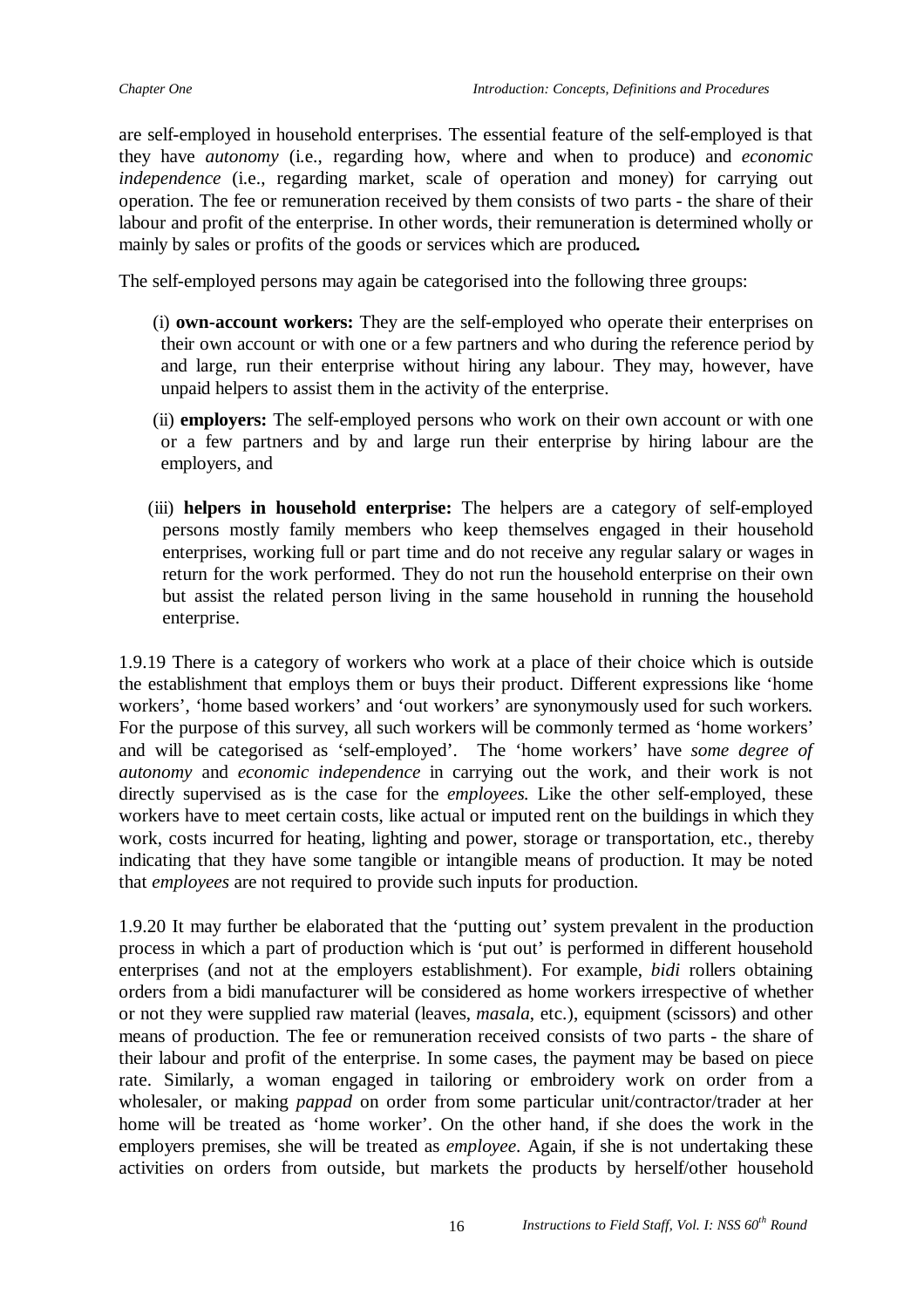are self-employed in household enterprises. The essential feature of the self-employed is that they have *autonomy* (i.e., regarding how, where and when to produce) and *economic independence* (i.e., regarding market, scale of operation and money) for carrying out operation. The fee or remuneration received by them consists of two parts - the share of their labour and profit of the enterprise. In other words, their remuneration is determined wholly or mainly by sales or profits of the goods or services which are produced**.**

The self-employed persons may again be categorised into the following three groups:

(i) **own-account workers:** They are the self-employed who operate their enterprises on their own account or with one or a few partners and who during the reference period by and large, run their enterprise without hiring any labour. They may, however, have unpaid helpers to assist them in the activity of the enterprise.

(ii) **employers:** The self-employed persons who work on their own account or with one or a few partners and by and large run their enterprise by hiring labour are the employers, and

(iii) **helpers in household enterprise:** The helpers are a category of self-employed persons mostly family members who keep themselves engaged in their household enterprises, working full or part time and do not receive any regular salary or wages in return for the work performed. They do not run the household enterprise on their own but assist the related person living in the same household in running the household enterprise.

1.9.19 There is a category of workers who work at a place of their choice which is outside the establishment that employs them or buys their product. Different expressions like 'home workers', 'home based workers' and 'out workers' are synonymously used for such workers. For the purpose of this survey, all such workers will be commonly termed as 'home workers' and will be categorised as 'self-employed'. The 'home workers' have *some degree of autonomy* and *economic independence* in carrying out the work, and their work is not directly supervised as is the case for the *employees.* Like the other self-employed, these workers have to meet certain costs, like actual or imputed rent on the buildings in which they work, costs incurred for heating, lighting and power, storage or transportation, etc., thereby indicating that they have some tangible or intangible means of production. It may be noted that *employees* are not required to provide such inputs for production.

1.9.20 It may further be elaborated that the 'putting out' system prevalent in the production process in which a part of production which is 'put out' is performed in different household enterprises (and not at the employers establishment). For example, *bidi* rollers obtaining orders from a bidi manufacturer will be considered as home workers irrespective of whether or not they were supplied raw material (leaves, *masala*, etc.), equipment (scissors) and other means of production. The fee or remuneration received consists of two parts - the share of their labour and profit of the enterprise. In some cases, the payment may be based on piece rate. Similarly, a woman engaged in tailoring or embroidery work on order from a wholesaler, or making *pappad* on order from some particular unit/contractor/trader at her home will be treated as 'home worker'. On the other hand, if she does the work in the employers premises, she will be treated as *employee*. Again, if she is not undertaking these activities on orders from outside, but markets the products by herself/other household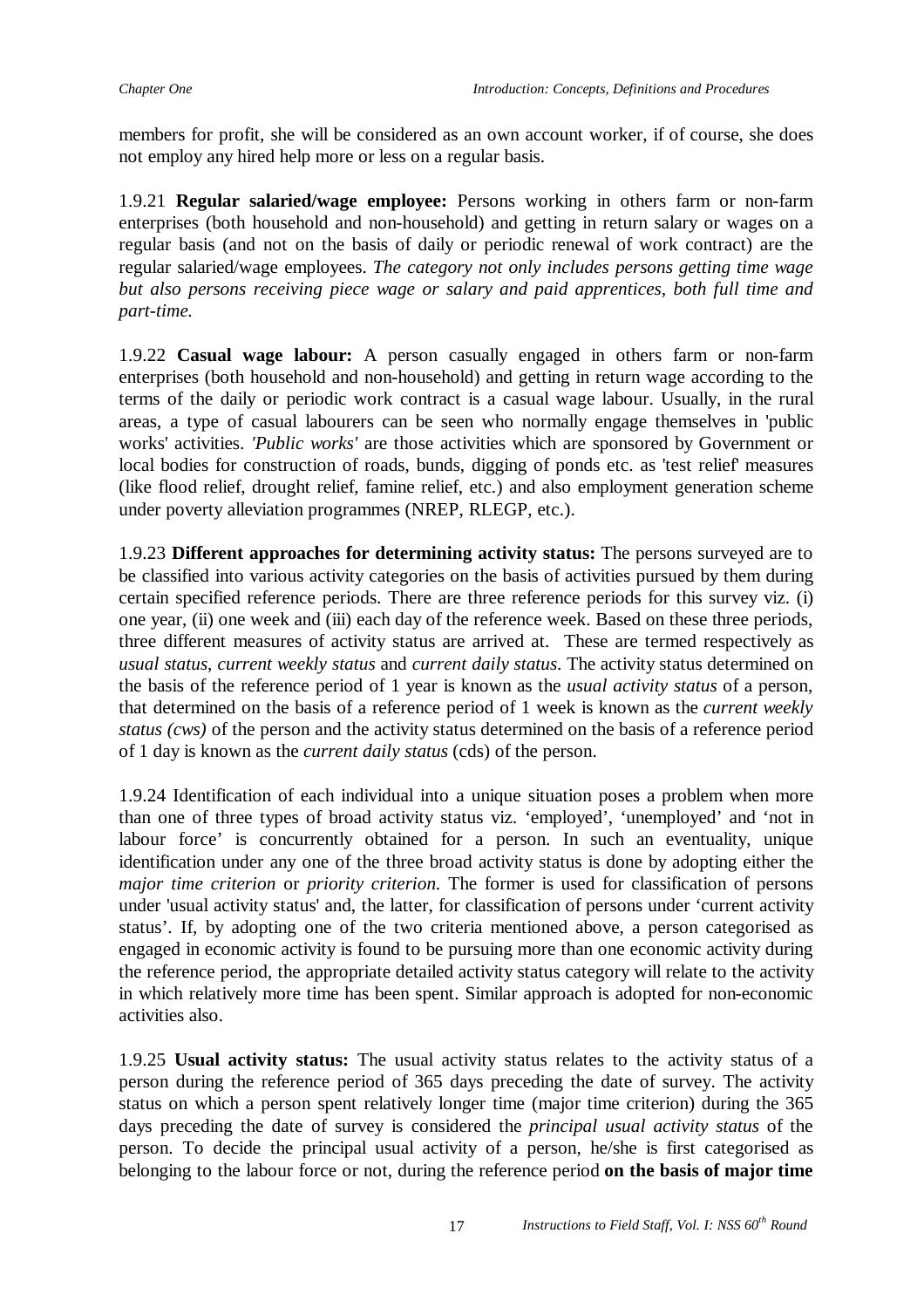members for profit, she will be considered as an own account worker, if of course, she does not employ any hired help more or less on a regular basis.

1.9.21 **Regular salaried/wage employee:** Persons working in others farm or non-farm enterprises (both household and non-household) and getting in return salary or wages on a regular basis (and not on the basis of daily or periodic renewal of work contract) are the regular salaried/wage employees. *The category not only includes persons getting time wage but also persons receiving piece wage or salary and paid apprentices, both full time and part-time.*

1.9.22 **Casual wage labour:** A person casually engaged in others farm or non-farm enterprises (both household and non-household) and getting in return wage according to the terms of the daily or periodic work contract is a casual wage labour. Usually, in the rural areas, a type of casual labourers can be seen who normally engage themselves in 'public works' activities. *'Public works'* are those activities which are sponsored by Government or local bodies for construction of roads, bunds, digging of ponds etc. as 'test relief' measures (like flood relief, drought relief, famine relief, etc.) and also employment generation scheme under poverty alleviation programmes (NREP, RLEGP, etc.).

1.9.23 **Different approaches for determining activity status:** The persons surveyed are to be classified into various activity categories on the basis of activities pursued by them during certain specified reference periods. There are three reference periods for this survey viz. (i) one year, (ii) one week and (iii) each day of the reference week. Based on these three periods, three different measures of activity status are arrived at. These are termed respectively as *usual status*, *current weekly status* and *current daily status*. The activity status determined on the basis of the reference period of 1 year is known as the *usual activity status* of a person, that determined on the basis of a reference period of 1 week is known as the *current weekly status (cws)* of the person and the activity status determined on the basis of a reference period of 1 day is known as the *current daily status* (cds) of the person.

1.9.24 Identification of each individual into a unique situation poses a problem when more than one of three types of broad activity status viz. 'employed', 'unemployed' and 'not in labour force' is concurrently obtained for a person. In such an eventuality, unique identification under any one of the three broad activity status is done by adopting either the *major time criterion* or *priority criterion*. The former is used for classification of persons under 'usual activity status' and, the latter, for classification of persons under 'current activity status'. If, by adopting one of the two criteria mentioned above, a person categorised as engaged in economic activity is found to be pursuing more than one economic activity during the reference period, the appropriate detailed activity status category will relate to the activity in which relatively more time has been spent. Similar approach is adopted for non-economic activities also.

1.9.25 **Usual activity status:** The usual activity status relates to the activity status of a person during the reference period of 365 days preceding the date of survey. The activity status on which a person spent relatively longer time (major time criterion) during the 365 days preceding the date of survey is considered the *principal usual activity status* of the person. To decide the principal usual activity of a person, he/she is first categorised as belonging to the labour force or not, during the reference period **on the basis of major time**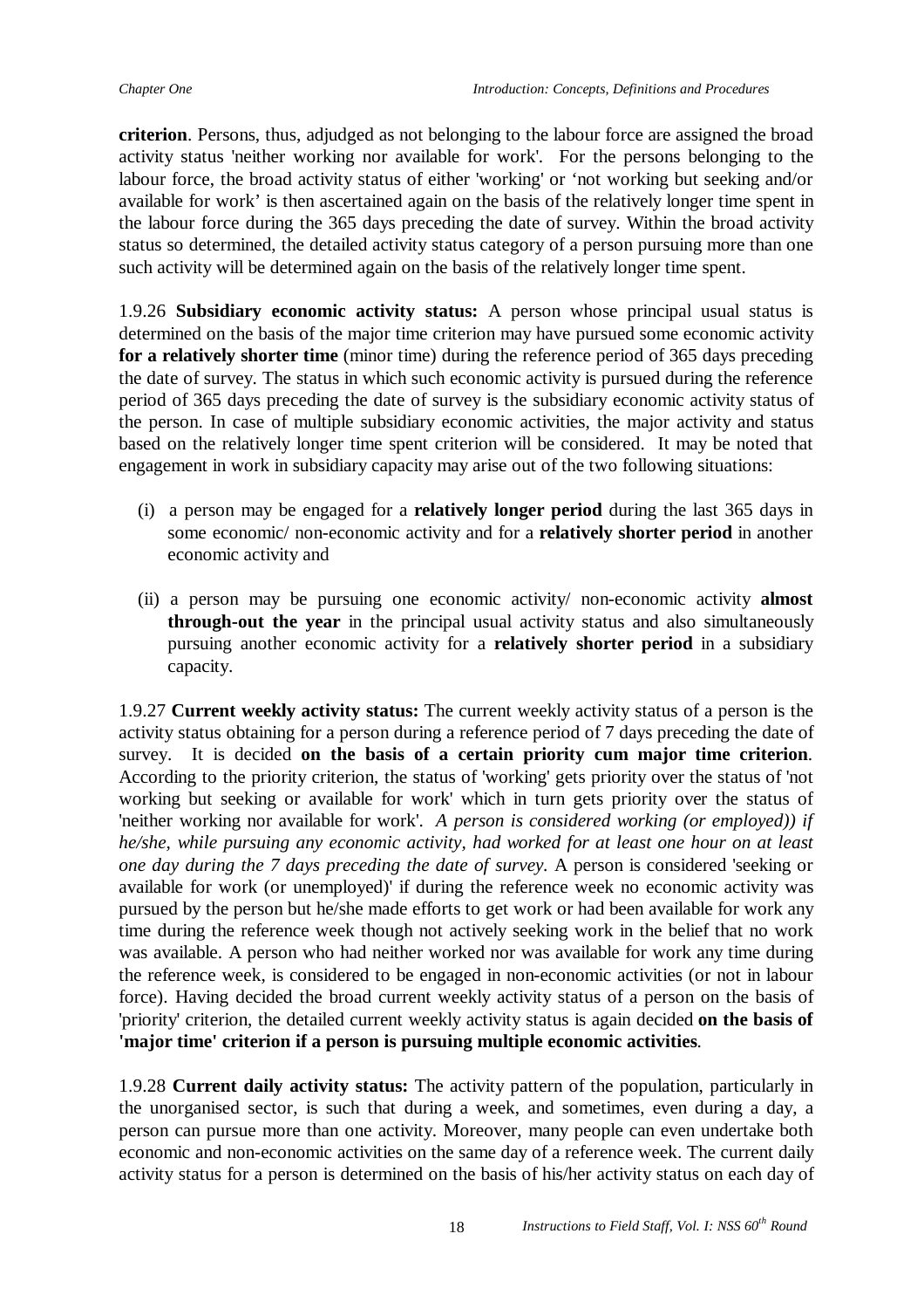**criterion**. Persons, thus, adjudged as not belonging to the labour force are assigned the broad activity status 'neither working nor available for work'. For the persons belonging to the labour force, the broad activity status of either 'working' or 'not working but seeking and/or available for work' is then ascertained again on the basis of the relatively longer time spent in the labour force during the 365 days preceding the date of survey. Within the broad activity status so determined, the detailed activity status category of a person pursuing more than one such activity will be determined again on the basis of the relatively longer time spent.

1.9.26 **Subsidiary economic activity status:** A person whose principal usual status is determined on the basis of the major time criterion may have pursued some economic activity **for a relatively shorter time** (minor time) during the reference period of 365 days preceding the date of survey. The status in which such economic activity is pursued during the reference period of 365 days preceding the date of survey is the subsidiary economic activity status of the person. In case of multiple subsidiary economic activities, the major activity and status based on the relatively longer time spent criterion will be considered. It may be noted that engagement in work in subsidiary capacity may arise out of the two following situations:

(i) a person may be engaged for a **relatively longer period** during the last 365 days in some economic/ non-economic activity and for a **relatively shorter period** in another economic activity and

(ii) a person may be pursuing one economic activity/ non-economic activity **almost through-out the year** in the principal usual activity status and also simultaneously pursuing another economic activity for a **relatively shorter period** in a subsidiary capacity.

1.9.27 **Current weekly activity status:** The current weekly activity status of a person is the activity status obtaining for a person during a reference period of 7 days preceding the date of survey. It is decided **on the basis of a certain priority cum major time criterion**. According to the priority criterion, the status of 'working' gets priority over the status of 'not working but seeking or available for work' which in turn gets priority over the status of 'neither working nor available for work'. *A person is considered working (or employed)) if he/she, while pursuing any economic activity, had worked for at least one hour on at least one day during the 7 days preceding the date of survey.* A person is considered 'seeking or available for work (or unemployed)' if during the reference week no economic activity was pursued by the person but he/she made efforts to get work or had been available for work any time during the reference week though not actively seeking work in the belief that no work was available. A person who had neither worked nor was available for work any time during the reference week, is considered to be engaged in non-economic activities (or not in labour force). Having decided the broad current weekly activity status of a person on the basis of 'priority' criterion, the detailed current weekly activity status is again decided **on the basis of 'major time' criterion if a person is pursuing multiple economic activities**.

1.9.28 **Current daily activity status:** The activity pattern of the population, particularly in the unorganised sector, is such that during a week, and sometimes, even during a day, a person can pursue more than one activity. Moreover, many people can even undertake both economic and non-economic activities on the same day of a reference week. The current daily activity status for a person is determined on the basis of his/her activity status on each day of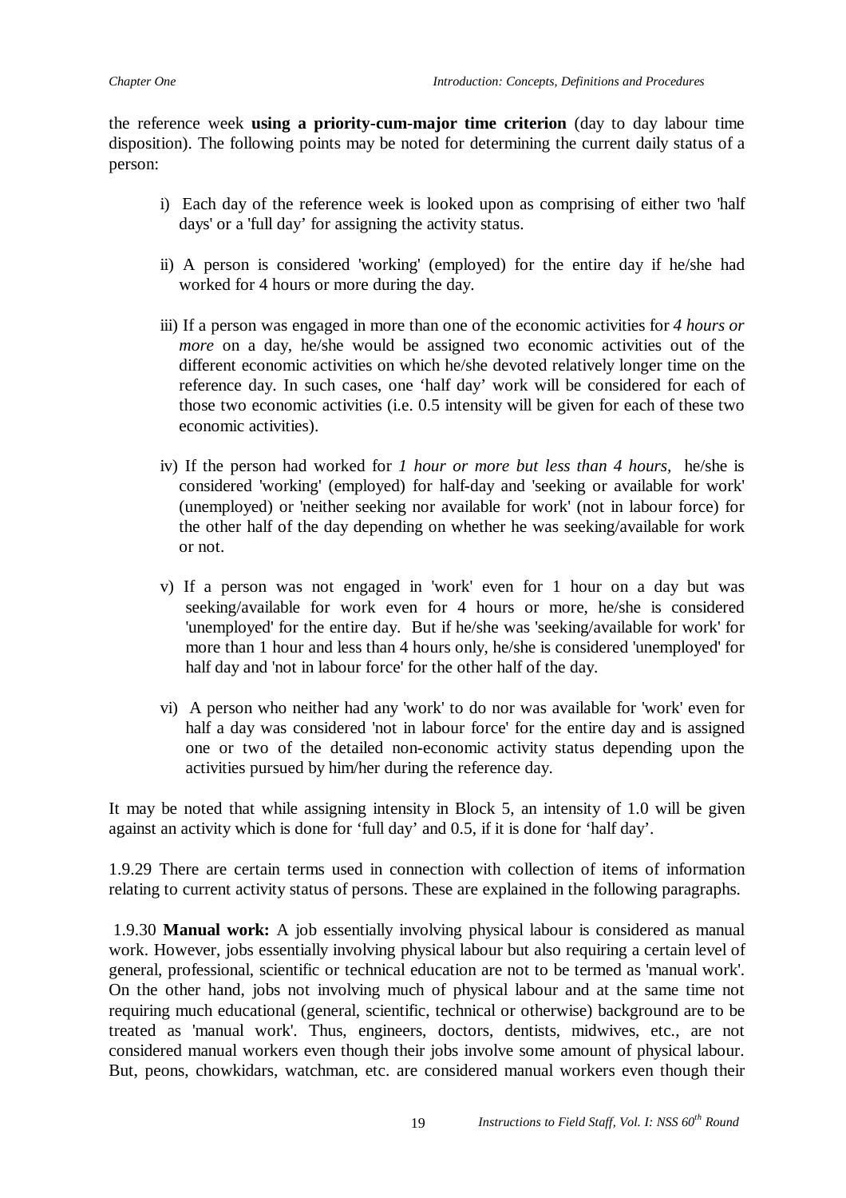the reference week **using a priority-cum-major time criterion** (day to day labour time disposition). The following points may be noted for determining the current daily status of a person:

i) Each day of the reference week is looked upon as comprising of either two 'half days' or a 'full day' for assigning the activity status.

ii) A person is considered 'working' (employed) for the entire day if he/she had worked for 4 hours or more during the day.

iii) If a person was engaged in more than one of the economic activities for *4 hours or more* on a day, he/she would be assigned two economic activities out of the different economic activities on which he/she devoted relatively longer time on the reference day. In such cases, one 'half day' work will be considered for each of those two economic activities (i.e. 0.5 intensity will be given for each of these two economic activities).

iv) If the person had worked for *1 hour or more but less than 4 hours*, he/she is considered 'working' (employed) for half-day and 'seeking or available for work' (unemployed) or 'neither seeking nor available for work' (not in labour force) for the other half of the day depending on whether he was seeking/available for work or not.

v) If a person was not engaged in 'work' even for 1 hour on a day but was seeking/available for work even for 4 hours or more, he/she is considered 'unemployed' for the entire day. But if he/she was 'seeking/available for work' for more than 1 hour and less than 4 hours only, he/she is considered 'unemployed' for half day and 'not in labour force' for the other half of the day.

vi) A person who neither had any 'work' to do nor was available for 'work' even for half a day was considered 'not in labour force' for the entire day and is assigned one or two of the detailed non-economic activity status depending upon the activities pursued by him/her during the reference day.

It may be noted that while assigning intensity in Block 5, an intensity of 1.0 will be given against an activity which is done for 'full day' and 0.5, if it is done for 'half day'.

1.9.29 There are certain terms used in connection with collection of items of information relating to current activity status of persons. These are explained in the following paragraphs.

1.9.30 **Manual work:** A job essentially involving physical labour is considered as manual work. However, jobs essentially involving physical labour but also requiring a certain level of general, professional, scientific or technical education are not to be termed as 'manual work'. On the other hand, jobs not involving much of physical labour and at the same time not requiring much educational (general, scientific, technical or otherwise) background are to be treated as 'manual work'. Thus, engineers, doctors, dentists, midwives, etc., are not considered manual workers even though their jobs involve some amount of physical labour. But, peons, chowkidars, watchman, etc. are considered manual workers even though their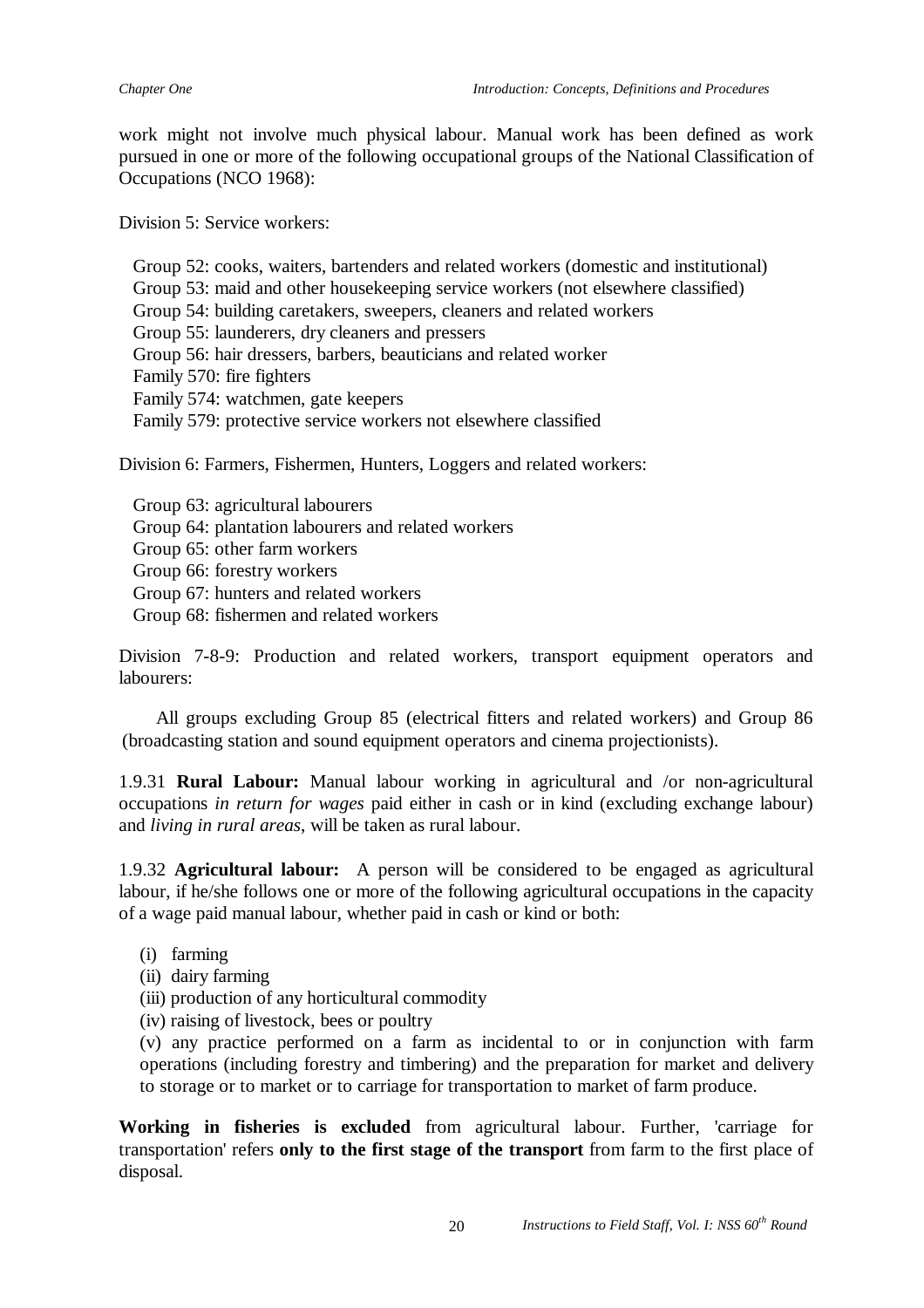work might not involve much physical labour. Manual work has been defined as work pursued in one or more of the following occupational groups of the National Classification of Occupations (NCO 1968):

Division 5: Service workers:

Group 52: cooks, waiters, bartenders and related workers (domestic and institutional)
Group 53: maid and other housekeeping service workers (not elsewhere classified)
Group 54: building caretakers, sweepers, cleaners and related workers
Group 55: launderers, dry cleaners and pressers
Group 56: hair dressers, barbers, beauticians and related worker
Family 570: fire fighters
Family 574: watchmen, gate keepers
Family 579: protective service workers not elsewhere classified

Division 6: Farmers, Fishermen, Hunters, Loggers and related workers:

Group 63: agricultural labourers
Group 64: plantation labourers and related workers
Group 65: other farm workers
Group 66: forestry workers
Group 67: hunters and related workers
Group 68: fishermen and related workers

Division 7-8-9: Production and related workers, transport equipment operators and labourers:

All groups excluding Group 85 (electrical fitters and related workers) and Group 86 (broadcasting station and sound equipment operators and cinema projectionists).

1.9.31 **Rural Labour:** Manual labour working in agricultural and /or non-agricultural occupations *in return for wages* paid either in cash or in kind (excluding exchange labour) and *living in rural areas*, will be taken as rural labour.

1.9.32 **Agricultural labour:** A person will be considered to be engaged as agricultural labour, if he/she follows one or more of the following agricultural occupations in the capacity of a wage paid manual labour, whether paid in cash or kind or both:

(i) farming
(ii) dairy farming
(iii) production of any horticultural commodity
(iv) raising of livestock, bees or poultry
(v) any practice performed on a farm as incidental to or in conjunction with farm operations (including forestry and timbering) and the preparation for market and delivery to storage or to market or to carriage for transportation to market of farm produce.

**Working in fisheries is excluded** from agricultural labour. Further, 'carriage for transportation' refers **only to the first stage of the transport** from farm to the first place of disposal.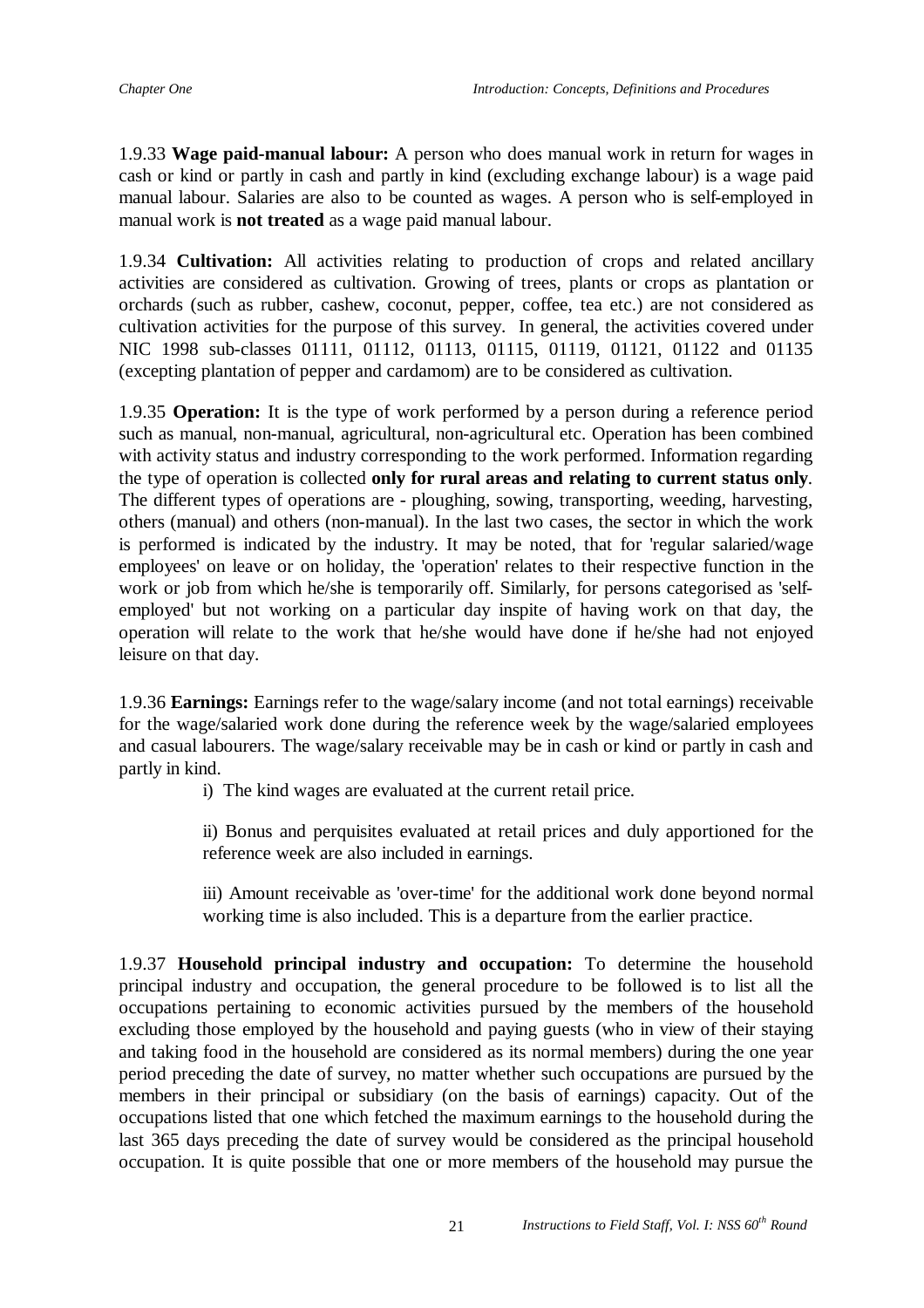1.9.33 **Wage paid-manual labour:** A person who does manual work in return for wages in cash or kind or partly in cash and partly in kind (excluding exchange labour) is a wage paid manual labour. Salaries are also to be counted as wages. A person who is self-employed in manual work is **not treated** as a wage paid manual labour.

1.9.34 **Cultivation:** All activities relating to production of crops and related ancillary activities are considered as cultivation. Growing of trees, plants or crops as plantation or orchards (such as rubber, cashew, coconut, pepper, coffee, tea etc.) are not considered as cultivation activities for the purpose of this survey. In general, the activities covered under NIC 1998 sub-classes 01111, 01112, 01113, 01115, 01119, 01121, 01122 and 01135 (excepting plantation of pepper and cardamom) are to be considered as cultivation.

1.9.35 **Operation:** It is the type of work performed by a person during a reference period such as manual, non-manual, agricultural, non-agricultural etc. Operation has been combined with activity status and industry corresponding to the work performed. Information regarding the type of operation is collected **only for rural areas and relating to current status only**. The different types of operations are - ploughing, sowing, transporting, weeding, harvesting, others (manual) and others (non-manual). In the last two cases, the sector in which the work is performed is indicated by the industry. It may be noted, that for 'regular salaried/wage employees' on leave or on holiday, the 'operation' relates to their respective function in the work or job from which he/she is temporarily off. Similarly, for persons categorised as 'self-employed' but not working on a particular day inspite of having work on that day, the operation will relate to the work that he/she would have done if he/she had not enjoyed leisure on that day.

1.9.36 **Earnings:** Earnings refer to the wage/salary income (and not total earnings) receivable for the wage/salaried work done during the reference week by the wage/salaried employees and casual labourers. The wage/salary receivable may be in cash or kind or partly in cash and partly in kind.

i) The kind wages are evaluated at the current retail price.

ii) Bonus and perquisites evaluated at retail prices and duly apportioned for the reference week are also included in earnings.

iii) Amount receivable as 'over-time' for the additional work done beyond normal working time is also included. This is a departure from the earlier practice.

1.9.37 **Household principal industry and occupation:** To determine the household principal industry and occupation, the general procedure to be followed is to list all the occupations pertaining to economic activities pursued by the members of the household excluding those employed by the household and paying guests (who in view of their staying and taking food in the household are considered as its normal members) during the one year period preceding the date of survey, no matter whether such occupations are pursued by the members in their principal or subsidiary (on the basis of earnings) capacity. Out of the occupations listed that one which fetched the maximum earnings to the household during the last 365 days preceding the date of survey would be considered as the principal household occupation. It is quite possible that one or more members of the household may pursue the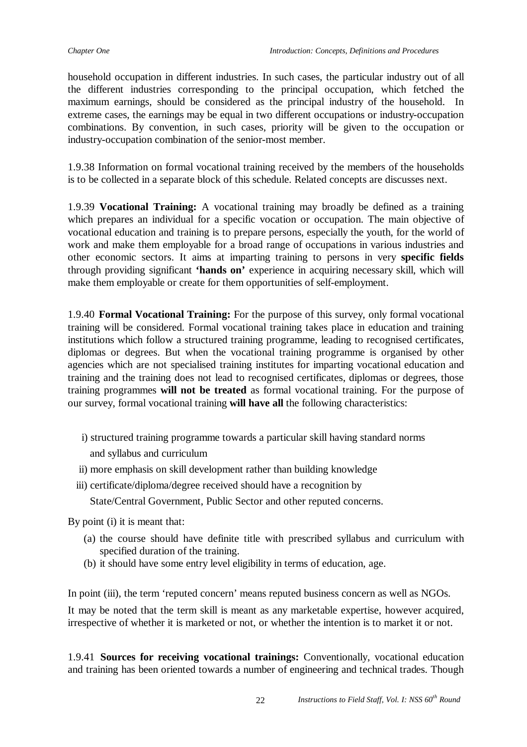household occupation in different industries. In such cases, the particular industry out of all the different industries corresponding to the principal occupation, which fetched the maximum earnings, should be considered as the principal industry of the household. In extreme cases, the earnings may be equal in two different occupations or industry-occupation combinations. By convention, in such cases, priority will be given to the occupation or industry-occupation combination of the senior-most member.

1.9.38 Information on formal vocational training received by the members of the households is to be collected in a separate block of this schedule. Related concepts are discusses next.

1.9.39 **Vocational Training:** A vocational training may broadly be defined as a training which prepares an individual for a specific vocation or occupation. The main objective of vocational education and training is to prepare persons, especially the youth, for the world of work and make them employable for a broad range of occupations in various industries and other economic sectors. It aims at imparting training to persons in very **specific fields** through providing significant **'hands on'** experience in acquiring necessary skill, which will make them employable or create for them opportunities of self-employment.

1.9.40 **Formal Vocational Training:** For the purpose of this survey, only formal vocational training will be considered. Formal vocational training takes place in education and training institutions which follow a structured training programme, leading to recognised certificates, diplomas or degrees. But when the vocational training programme is organised by other agencies which are not specialised training institutes for imparting vocational education and training and the training does not lead to recognised certificates, diplomas or degrees, those training programmes **will not be treated** as formal vocational training. For the purpose of our survey, formal vocational training **will have all** the following characteristics:

i) structured training programme towards a particular skill having standard norms and syllabus and curriculum

ii) more emphasis on skill development rather than building knowledge

iii) certificate/diploma/degree received should have a recognition by State/Central Government, Public Sector and other reputed concerns.

By point (i) it is meant that:

(a) the course should have definite title with prescribed syllabus and curriculum with specified duration of the training.

(b) it should have some entry level eligibility in terms of education, age.

In point (iii), the term 'reputed concern' means reputed business concern as well as NGOs.

It may be noted that the term skill is meant as any marketable expertise, however acquired, irrespective of whether it is marketed or not, or whether the intention is to market it or not.

1.9.41 **Sources for receiving vocational trainings:** Conventionally, vocational education and training has been oriented towards a number of engineering and technical trades. Though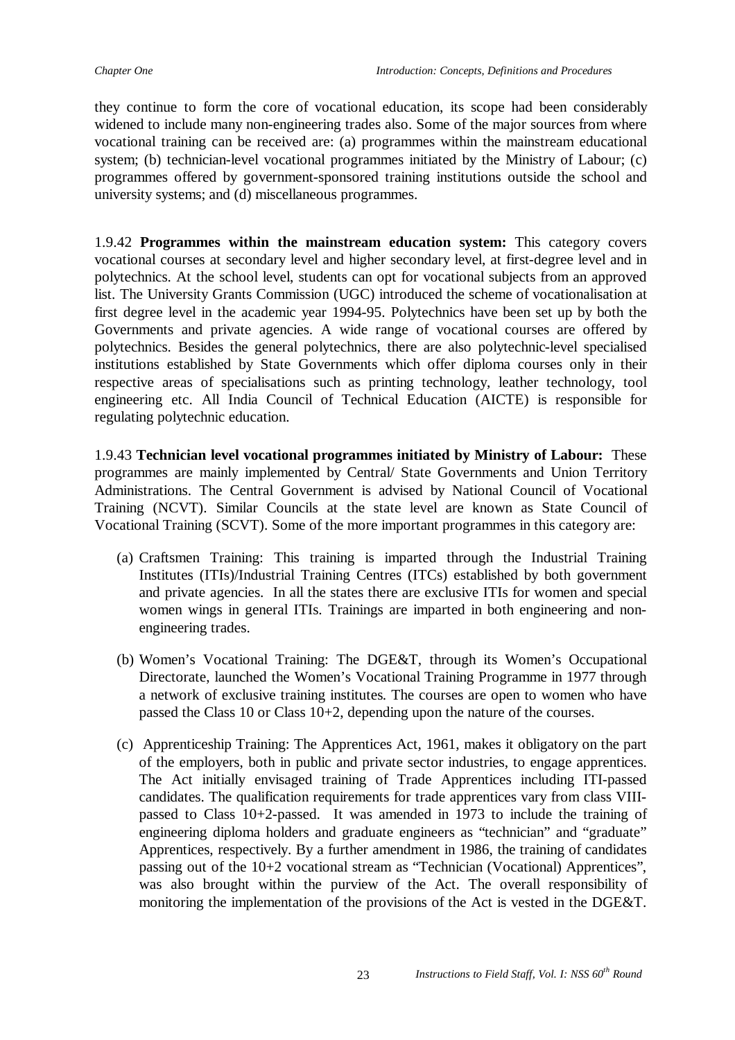they continue to form the core of vocational education, its scope had been considerably widened to include many non-engineering trades also. Some of the major sources from where vocational training can be received are: (a) programmes within the mainstream educational system; (b) technician-level vocational programmes initiated by the Ministry of Labour; (c) programmes offered by government-sponsored training institutions outside the school and university systems; and (d) miscellaneous programmes.

1.9.42 **Programmes within the mainstream education system:** This category covers vocational courses at secondary level and higher secondary level, at first-degree level and in polytechnics. At the school level, students can opt for vocational subjects from an approved list. The University Grants Commission (UGC) introduced the scheme of vocationalisation at first degree level in the academic year 1994-95. Polytechnics have been set up by both the Governments and private agencies. A wide range of vocational courses are offered by polytechnics. Besides the general polytechnics, there are also polytechnic-level specialised institutions established by State Governments which offer diploma courses only in their respective areas of specialisations such as printing technology, leather technology, tool engineering etc. All India Council of Technical Education (AICTE) is responsible for regulating polytechnic education.

1.9.43 **Technician level vocational programmes initiated by Ministry of Labour:** These programmes are mainly implemented by Central/ State Governments and Union Territory Administrations. The Central Government is advised by National Council of Vocational Training (NCVT). Similar Councils at the state level are known as State Council of Vocational Training (SCVT). Some of the more important programmes in this category are:

(a) Craftsmen Training: This training is imparted through the Industrial Training Institutes (ITIs)/Industrial Training Centres (ITCs) established by both government and private agencies. In all the states there are exclusive ITIs for women and special women wings in general ITIs. Trainings are imparted in both engineering and non-engineering trades.

(b) Women's Vocational Training: The DGE&T, through its Women's Occupational Directorate, launched the Women's Vocational Training Programme in 1977 through a network of exclusive training institutes. The courses are open to women who have passed the Class 10 or Class 10+2, depending upon the nature of the courses.

(c) Apprenticeship Training: The Apprentices Act, 1961, makes it obligatory on the part of the employers, both in public and private sector industries, to engage apprentices. The Act initially envisaged training of Trade Apprentices including ITI-passed candidates. The qualification requirements for trade apprentices vary from class VIII-passed to Class 10+2-passed. It was amended in 1973 to include the training of engineering diploma holders and graduate engineers as "technician" and "graduate" Apprentices, respectively. By a further amendment in 1986, the training of candidates passing out of the 10+2 vocational stream as "Technician (Vocational) Apprentices", was also brought within the purview of the Act. The overall responsibility of monitoring the implementation of the provisions of the Act is vested in the DGE&T.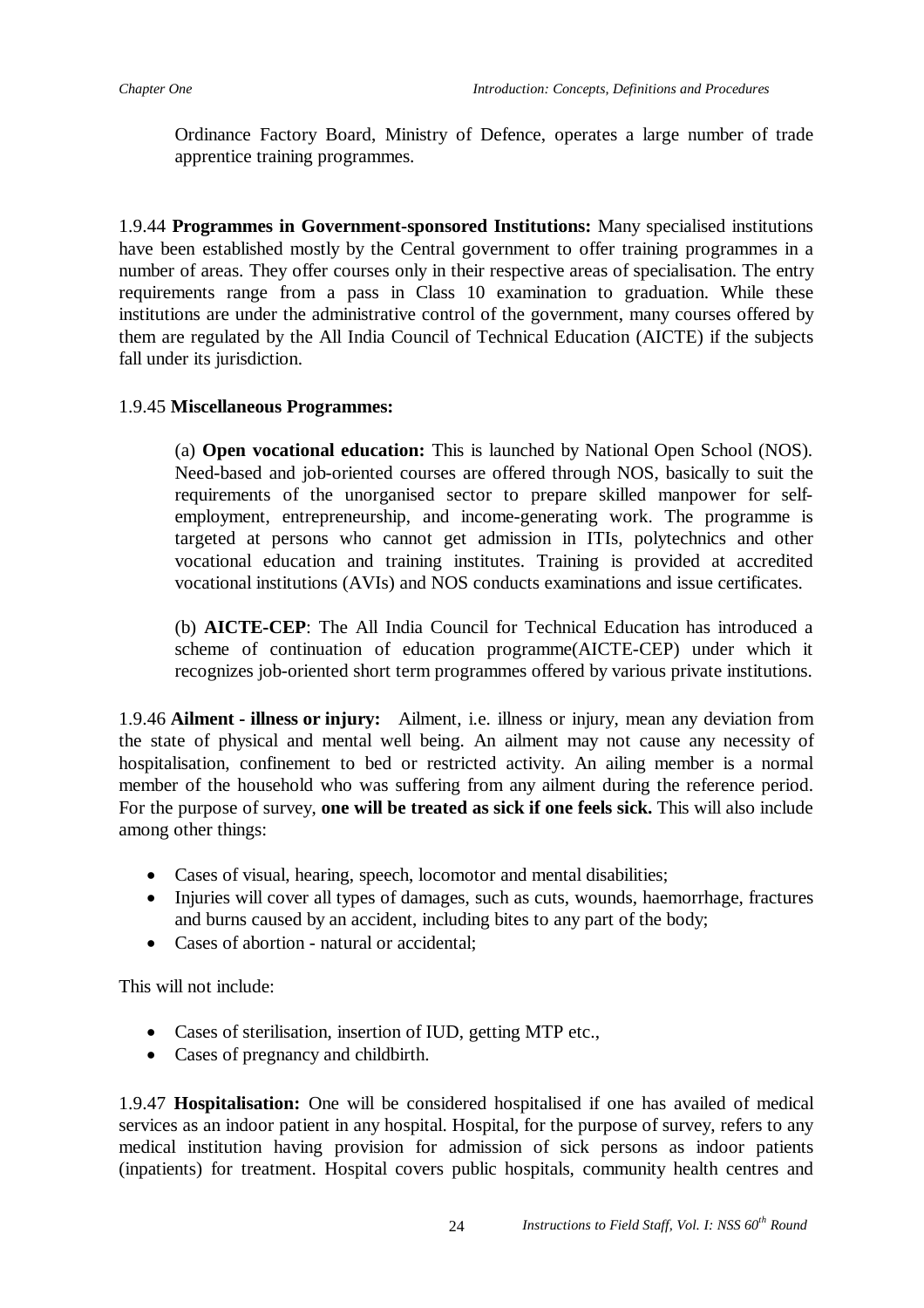Ordinance Factory Board, Ministry of Defence, operates a large number of trade apprentice training programmes.

1.9.44 **Programmes in Government-sponsored Institutions:** Many specialised institutions have been established mostly by the Central government to offer training programmes in a number of areas. They offer courses only in their respective areas of specialisation. The entry requirements range from a pass in Class 10 examination to graduation. While these institutions are under the administrative control of the government, many courses offered by them are regulated by the All India Council of Technical Education (AICTE) if the subjects fall under its jurisdiction.

1.9.45 **Miscellaneous Programmes:**

(a) **Open vocational education:** This is launched by National Open School (NOS). Need-based and job-oriented courses are offered through NOS, basically to suit the requirements of the unorganised sector to prepare skilled manpower for self-employment, entrepreneurship, and income-generating work. The programme is targeted at persons who cannot get admission in ITIs, polytechnics and other vocational education and training institutes. Training is provided at accredited vocational institutions (AVIs) and NOS conducts examinations and issue certificates.

(b) **AICTE-CEP**: The All India Council for Technical Education has introduced a scheme of continuation of education programme(AICTE-CEP) under which it recognizes job-oriented short term programmes offered by various private institutions.

1.9.46 **Ailment - illness or injury:** Ailment, i.e. illness or injury, mean any deviation from the state of physical and mental well being. An ailment may not cause any necessity of hospitalisation, confinement to bed or restricted activity. An ailing member is a normal member of the household who was suffering from any ailment during the reference period. For the purpose of survey, **one will be treated as sick if one feels sick.** This will also include among other things:

- Cases of visual, hearing, speech, locomotor and mental disabilities;
- Injuries will cover all types of damages, such as cuts, wounds, haemorrhage, fractures and burns caused by an accident, including bites to any part of the body;
- Cases of abortion - natural or accidental;

This will not include:

- Cases of sterilisation, insertion of IUD, getting MTP etc.,
- Cases of pregnancy and childbirth.

1.9.47 **Hospitalisation:** One will be considered hospitalised if one has availed of medical services as an indoor patient in any hospital. Hospital, for the purpose of survey, refers to any medical institution having provision for admission of sick persons as indoor patients (inpatients) for treatment. Hospital covers public hospitals, community health centres and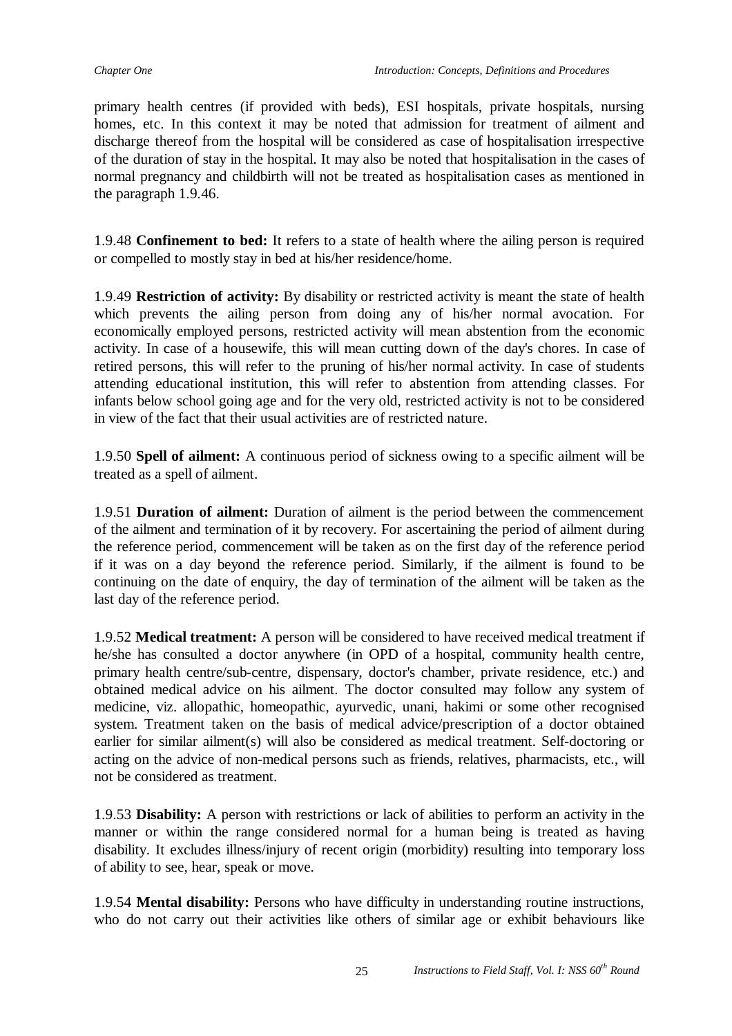primary health centres (if provided with beds), ESI hospitals, private hospitals, nursing homes, etc. In this context it may be noted that admission for treatment of ailment and discharge thereof from the hospital will be considered as case of hospitalisation irrespective of the duration of stay in the hospital. It may also be noted that hospitalisation in the cases of normal pregnancy and childbirth will not be treated as hospitalisation cases as mentioned in the paragraph 1.9.46.

1.9.48 **Confinement to bed:** It refers to a state of health where the ailing person is required or compelled to mostly stay in bed at his/her residence/home.

1.9.49 **Restriction of activity:** By disability or restricted activity is meant the state of health which prevents the ailing person from doing any of his/her normal avocation. For economically employed persons, restricted activity will mean abstention from the economic activity. In case of a housewife, this will mean cutting down of the day's chores. In case of retired persons, this will refer to the pruning of his/her normal activity. In case of students attending educational institution, this will refer to abstention from attending classes. For infants below school going age and for the very old, restricted activity is not to be considered in view of the fact that their usual activities are of restricted nature.

1.9.50 **Spell of ailment:** A continuous period of sickness owing to a specific ailment will be treated as a spell of ailment.

1.9.51 **Duration of ailment:** Duration of ailment is the period between the commencement of the ailment and termination of it by recovery. For ascertaining the period of ailment during the reference period, commencement will be taken as on the first day of the reference period if it was on a day beyond the reference period. Similarly, if the ailment is found to be continuing on the date of enquiry, the day of termination of the ailment will be taken as the last day of the reference period.

1.9.52 **Medical treatment:** A person will be considered to have received medical treatment if he/she has consulted a doctor anywhere (in OPD of a hospital, community health centre, primary health centre/sub-centre, dispensary, doctor's chamber, private residence, etc.) and obtained medical advice on his ailment. The doctor consulted may follow any system of medicine, viz. allopathic, homeopathic, ayurvedic, unani, hakimi or some other recognised system. Treatment taken on the basis of medical advice/prescription of a doctor obtained earlier for similar ailment(s) will also be considered as medical treatment. Self-doctoring or acting on the advice of non-medical persons such as friends, relatives, pharmacists, etc., will not be considered as treatment.

1.9.53 **Disability:** A person with restrictions or lack of abilities to perform an activity in the manner or within the range considered normal for a human being is treated as having disability. It excludes illness/injury of recent origin (morbidity) resulting into temporary loss of ability to see, hear, speak or move.

1.9.54 **Mental disability:** Persons who have difficulty in understanding routine instructions, who do not carry out their activities like others of similar age or exhibit behaviours like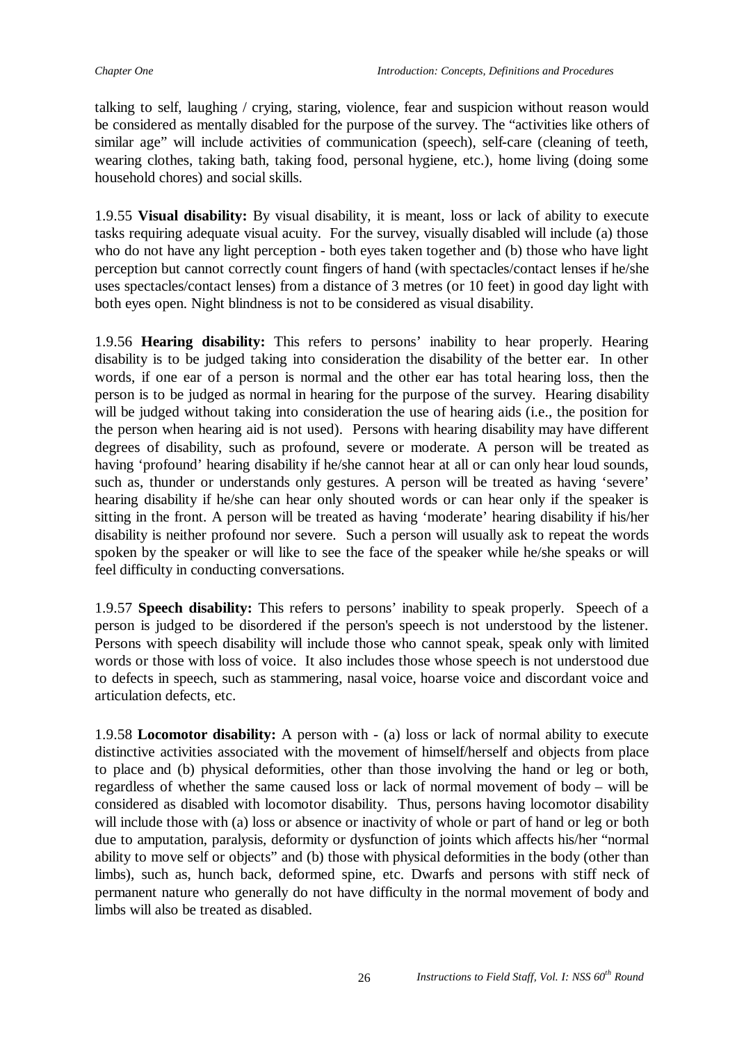talking to self, laughing / crying, staring, violence, fear and suspicion without reason would be considered as mentally disabled for the purpose of the survey. The "activities like others of similar age" will include activities of communication (speech), self-care (cleaning of teeth, wearing clothes, taking bath, taking food, personal hygiene, etc.), home living (doing some household chores) and social skills.

1.9.55 **Visual disability:** By visual disability, it is meant, loss or lack of ability to execute tasks requiring adequate visual acuity. For the survey, visually disabled will include (a) those who do not have any light perception - both eyes taken together and (b) those who have light perception but cannot correctly count fingers of hand (with spectacles/contact lenses if he/she uses spectacles/contact lenses) from a distance of 3 metres (or 10 feet) in good day light with both eyes open. Night blindness is not to be considered as visual disability.

1.9.56 **Hearing disability:** This refers to persons' inability to hear properly. Hearing disability is to be judged taking into consideration the disability of the better ear. In other words, if one ear of a person is normal and the other ear has total hearing loss, then the person is to be judged as normal in hearing for the purpose of the survey. Hearing disability will be judged without taking into consideration the use of hearing aids (i.e., the position for the person when hearing aid is not used). Persons with hearing disability may have different degrees of disability, such as profound, severe or moderate. A person will be treated as having 'profound' hearing disability if he/she cannot hear at all or can only hear loud sounds, such as, thunder or understands only gestures. A person will be treated as having 'severe' hearing disability if he/she can hear only shouted words or can hear only if the speaker is sitting in the front. A person will be treated as having 'moderate' hearing disability if his/her disability is neither profound nor severe. Such a person will usually ask to repeat the words spoken by the speaker or will like to see the face of the speaker while he/she speaks or will feel difficulty in conducting conversations.

1.9.57 **Speech disability:** This refers to persons' inability to speak properly. Speech of a person is judged to be disordered if the person's speech is not understood by the listener. Persons with speech disability will include those who cannot speak, speak only with limited words or those with loss of voice. It also includes those whose speech is not understood due to defects in speech, such as stammering, nasal voice, hoarse voice and discordant voice and articulation defects, etc.

1.9.58 **Locomotor disability:** A person with - (a) loss or lack of normal ability to execute distinctive activities associated with the movement of himself/herself and objects from place to place and (b) physical deformities, other than those involving the hand or leg or both, regardless of whether the same caused loss or lack of normal movement of body – will be considered as disabled with locomotor disability. Thus, persons having locomotor disability will include those with (a) loss or absence or inactivity of whole or part of hand or leg or both due to amputation, paralysis, deformity or dysfunction of joints which affects his/her "normal ability to move self or objects" and (b) those with physical deformities in the body (other than limbs), such as, hunch back, deformed spine, etc. Dwarfs and persons with stiff neck of permanent nature who generally do not have difficulty in the normal movement of body and limbs will also be treated as disabled.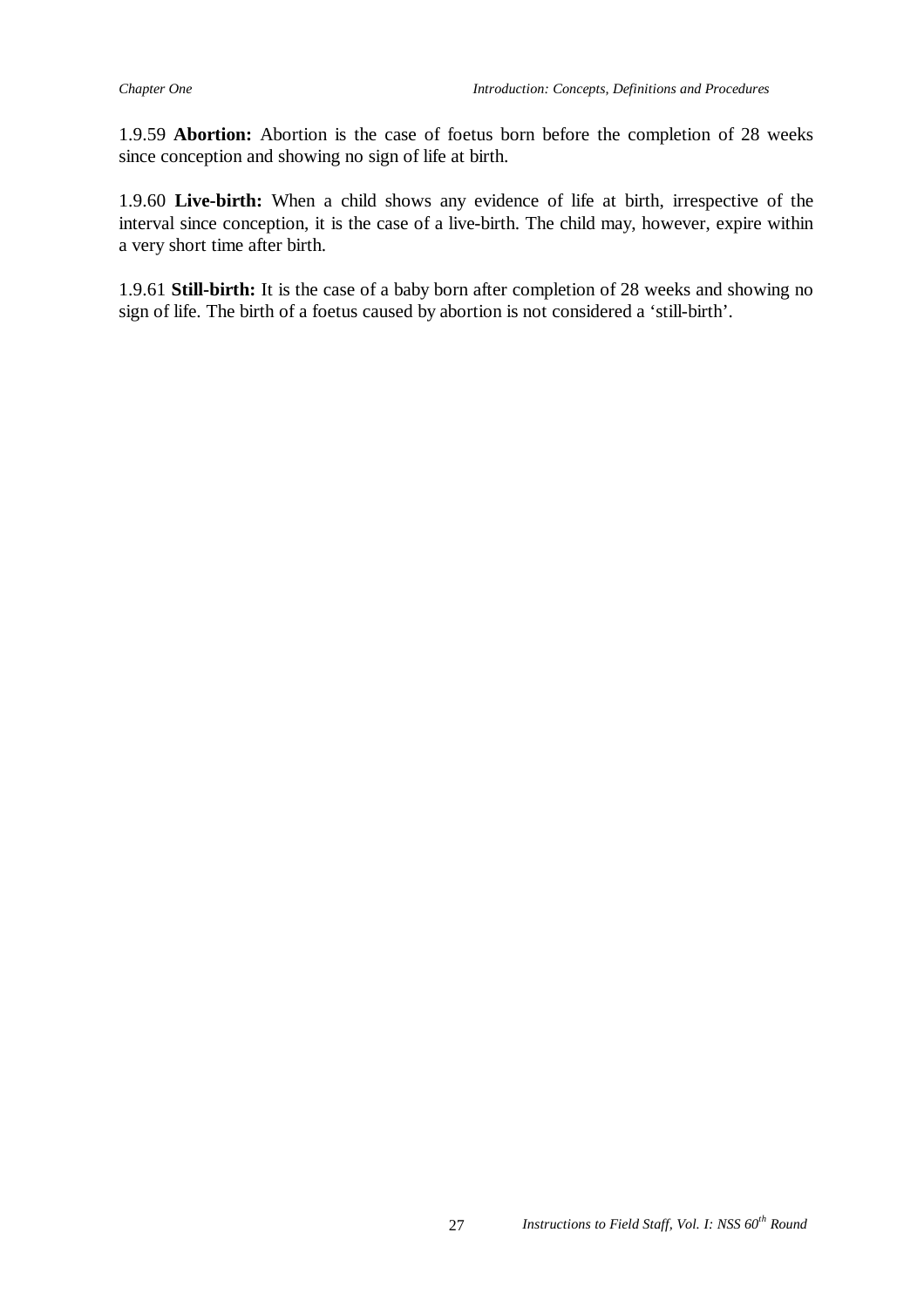1.9.59 **Abortion:** Abortion is the case of foetus born before the completion of 28 weeks since conception and showing no sign of life at birth.

1.9.60 **Live-birth:** When a child shows any evidence of life at birth, irrespective of the interval since conception, it is the case of a live-birth. The child may, however, expire within a very short time after birth.

1.9.61 **Still-birth:** It is the case of a baby born after completion of 28 weeks and showing no sign of life. The birth of a foetus caused by abortion is not considered a 'still-birth'.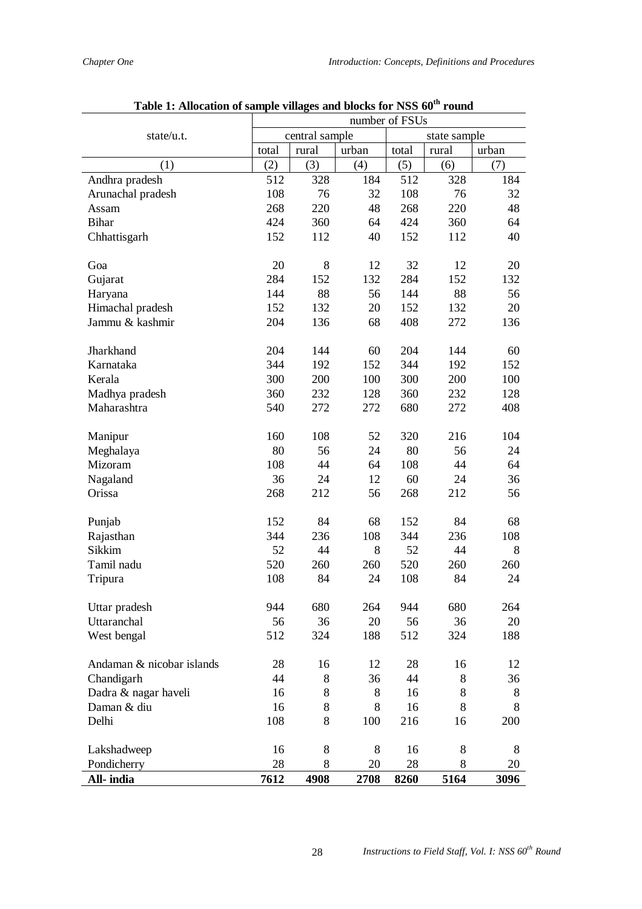**Table 1: Allocation of sample villages and blocks for NSS 60th round**

| state/u.t. | number of FSUs | | | | | |
|---|---|---|---|---|---|---|
| | central sample | | | state sample | | |
| | total | rural | urban | total | rural | urban |
| (1) | (2) | (3) | (4) | (5) | (6) | (7) |
| Andhra pradesh | 512 | 328 | 184 | 512 | 328 | 184 |
| Arunachal pradesh | 108 | 76 | 32 | 108 | 76 | 32 |
| Assam | 268 | 220 | 48 | 268 | 220 | 48 |
| Bihar | 424 | 360 | 64 | 424 | 360 | 64 |
| Chhattisgarh | 152 | 112 | 40 | 152 | 112 | 40 |
| Goa | 20 | 8 | 12 | 32 | 12 | 20 |
| Gujarat | 284 | 152 | 132 | 284 | 152 | 132 |
| Haryana | 144 | 88 | 56 | 144 | 88 | 56 |
| Himachal pradesh | 152 | 132 | 20 | 152 | 132 | 20 |
| Jammu & kashmir | 204 | 136 | 68 | 408 | 272 | 136 |
| Jharkhand | 204 | 144 | 60 | 204 | 144 | 60 |
| Karnataka | 344 | 192 | 152 | 344 | 192 | 152 |
| Kerala | 300 | 200 | 100 | 300 | 200 | 100 |
| Madhya pradesh | 360 | 232 | 128 | 360 | 232 | 128 |
| Maharashtra | 540 | 272 | 272 | 680 | 272 | 408 |
| Manipur | 160 | 108 | 52 | 320 | 216 | 104 |
| Meghalaya | 80 | 56 | 24 | 80 | 56 | 24 |
| Mizoram | 108 | 44 | 64 | 108 | 44 | 64 |
| Nagaland | 36 | 24 | 12 | 60 | 24 | 36 |
| Orissa | 268 | 212 | 56 | 268 | 212 | 56 |
| Punjab | 152 | 84 | 68 | 152 | 84 | 68 |
| Rajasthan | 344 | 236 | 108 | 344 | 236 | 108 |
| Sikkim | 52 | 44 | 8 | 52 | 44 | 8 |
| Tamil nadu | 520 | 260 | 260 | 520 | 260 | 260 |
| Tripura | 108 | 84 | 24 | 108 | 84 | 24 |
| Uttar pradesh | 944 | 680 | 264 | 944 | 680 | 264 |
| Uttaranchal | 56 | 36 | 20 | 56 | 36 | 20 |
| West bengal | 512 | 324 | 188 | 512 | 324 | 188 |
| Andaman & nicobar islands | 28 | 16 | 12 | 28 | 16 | 12 |
| Chandigarh | 44 | 8 | 36 | 44 | 8 | 36 |
| Dadra & nagar haveli | 16 | 8 | 8 | 16 | 8 | 8 |
| Daman & diu | 16 | 8 | 8 | 16 | 8 | 8 |
| Delhi | 108 | 8 | 100 | 216 | 16 | 200 |
| Lakshadweep | 16 | 8 | 8 | 16 | 8 | 8 |
| Pondicherry | 28 | 8 | 20 | 28 | 8 | 20 |
| **All- india** | **7612** | **4908** | **2708** | **8260** | **5164** | **3096** |